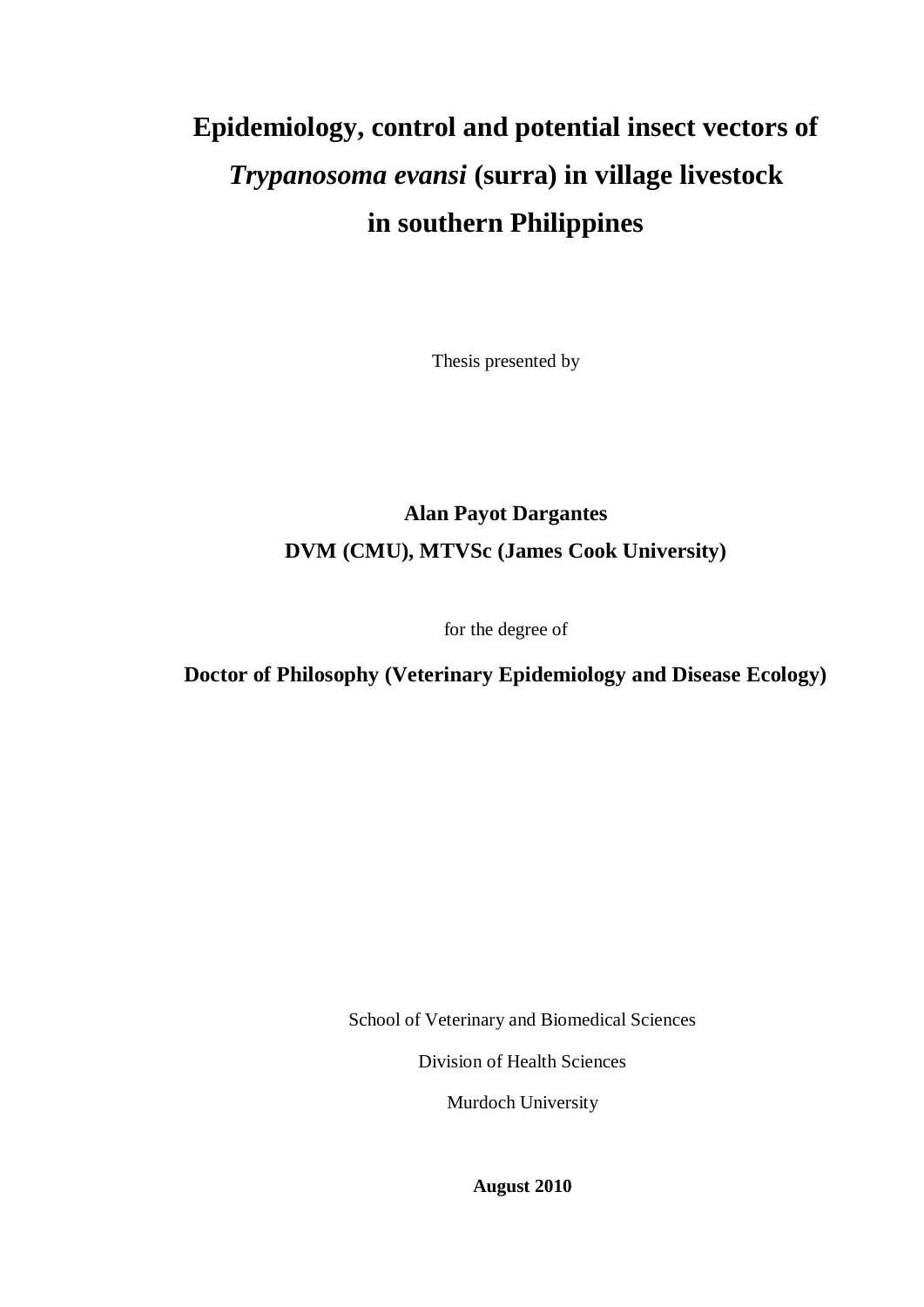# Epidemiology, control and potential insect vectors of *Trypanosoma evansi* (surra) in village livestock in southern Philippines

Thesis presented by

**Alan Payot Dargantes**

**DVM (CMU), MTVSc (James Cook University)**

for the degree of

**Doctor of Philosophy (Veterinary Epidemiology and Disease Ecology)**

School of Veterinary and Biomedical Sciences

Division of Health Sciences

Murdoch University

**August 2010**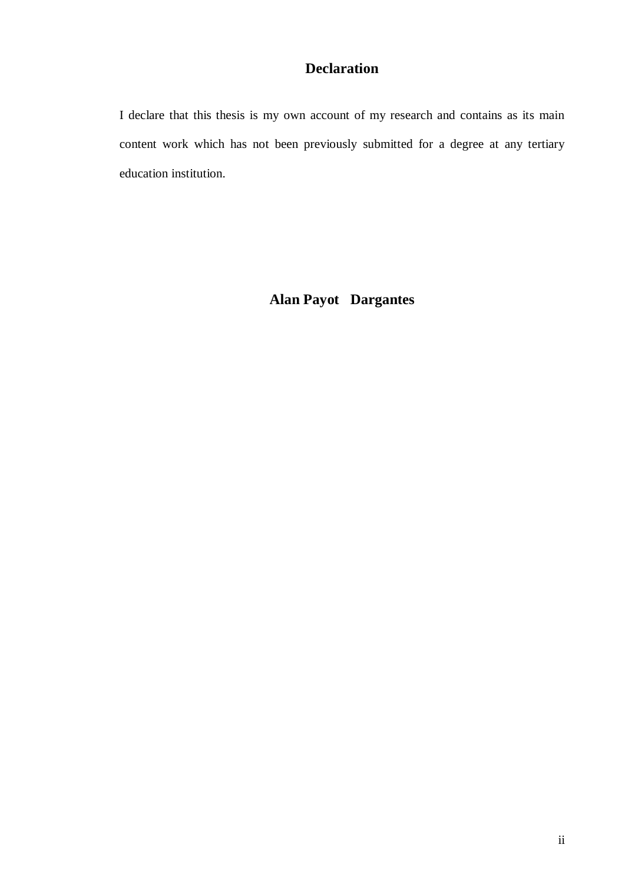# Declaration

I declare that this thesis is my own account of my research and contains as its main content work which has not been previously submitted for a degree at any tertiary education institution.

**Alan Payot Dargantes**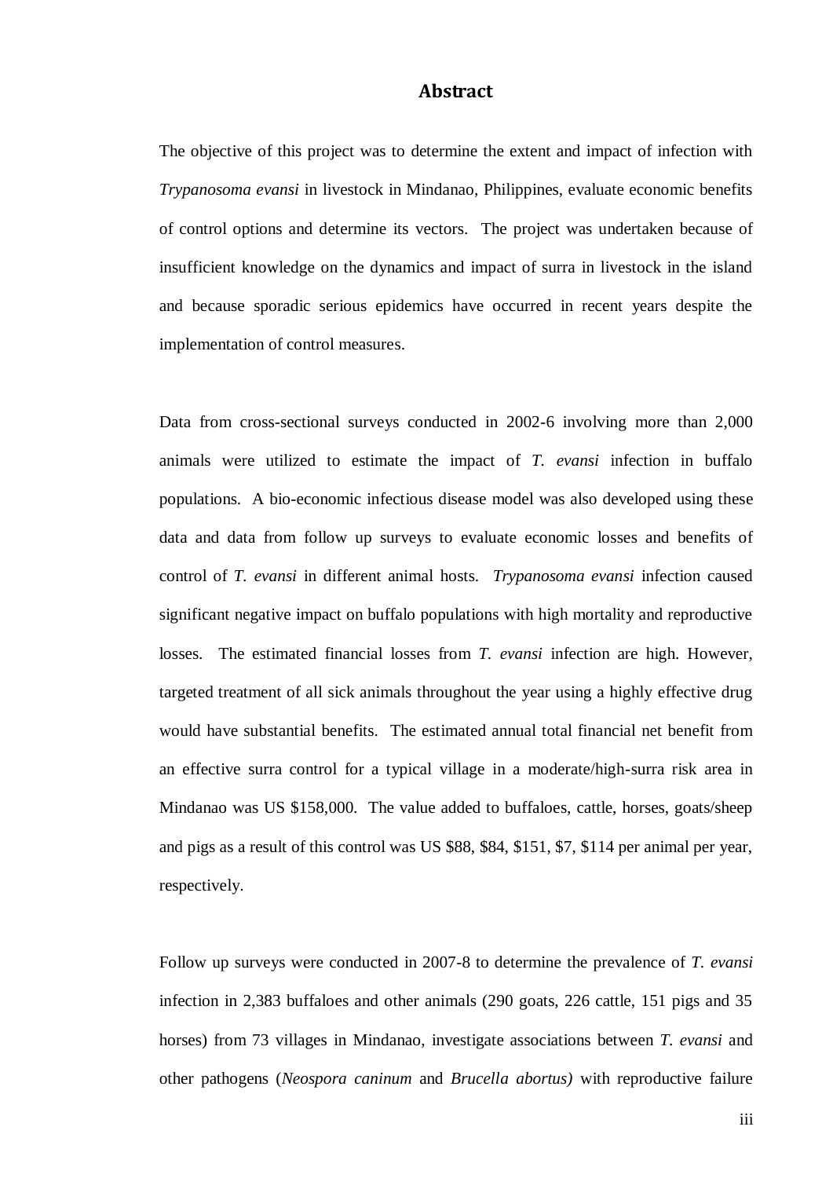# Abstract

The objective of this project was to determine the extent and impact of infection with *Trypanosoma evansi* in livestock in Mindanao, Philippines, evaluate economic benefits of control options and determine its vectors. The project was undertaken because of insufficient knowledge on the dynamics and impact of surra in livestock in the island and because sporadic serious epidemics have occurred in recent years despite the implementation of control measures.

Data from cross-sectional surveys conducted in 2002-6 involving more than 2,000 animals were utilized to estimate the impact of *T. evansi* infection in buffalo populations. A bio-economic infectious disease model was also developed using these data and data from follow up surveys to evaluate economic losses and benefits of control of *T. evansi* in different animal hosts. *Trypanosoma evansi* infection caused significant negative impact on buffalo populations with high mortality and reproductive losses. The estimated financial losses from *T. evansi* infection are high. However, targeted treatment of all sick animals throughout the year using a highly effective drug would have substantial benefits. The estimated annual total financial net benefit from an effective surra control for a typical village in a moderate/high-surra risk area in Mindanao was US $158,000. The value added to buffaloes, cattle, horses, goats/sheep and pigs as a result of this control was US $88, $84, $151, $7, $114 per animal per year, respectively.

Follow up surveys were conducted in 2007-8 to determine the prevalence of *T. evansi* infection in 2,383 buffaloes and other animals (290 goats, 226 cattle, 151 pigs and 35 horses) from 73 villages in Mindanao, investigate associations between *T. evansi* and other pathogens (*Neospora caninum* and *Brucella abortus)* with reproductive failure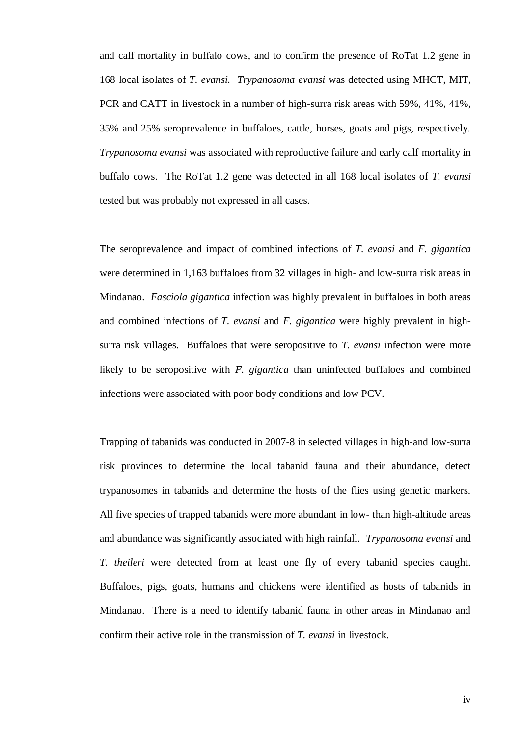and calf mortality in buffalo cows, and to confirm the presence of RoTat 1.2 gene in 168 local isolates of *T. evansi*. *Trypanosoma evansi* was detected using MHCT, MIT, PCR and CATT in livestock in a number of high-surra risk areas with 59%, 41%, 41%, 35% and 25% seroprevalence in buffaloes, cattle, horses, goats and pigs, respectively. *Trypanosoma evansi* was associated with reproductive failure and early calf mortality in buffalo cows. The RoTat 1.2 gene was detected in all 168 local isolates of *T. evansi* tested but was probably not expressed in all cases.

The seroprevalence and impact of combined infections of *T. evansi* and *F. gigantica* were determined in 1,163 buffaloes from 32 villages in high- and low-surra risk areas in Mindanao. *Fasciola gigantica* infection was highly prevalent in buffaloes in both areas and combined infections of *T. evansi* and *F. gigantica* were highly prevalent in high-surra risk villages. Buffaloes that were seropositive to *T. evansi* infection were more likely to be seropositive with *F. gigantica* than uninfected buffaloes and combined infections were associated with poor body conditions and low PCV.

Trapping of tabanids was conducted in 2007-8 in selected villages in high-and low-surra risk provinces to determine the local tabanid fauna and their abundance, detect trypanosomes in tabanids and determine the hosts of the flies using genetic markers. All five species of trapped tabanids were more abundant in low- than high-altitude areas and abundance was significantly associated with high rainfall. *Trypanosoma evansi* and *T. theileri* were detected from at least one fly of every tabanid species caught. Buffaloes, pigs, goats, humans and chickens were identified as hosts of tabanids in Mindanao. There is a need to identify tabanid fauna in other areas in Mindanao and confirm their active role in the transmission of *T. evansi* in livestock.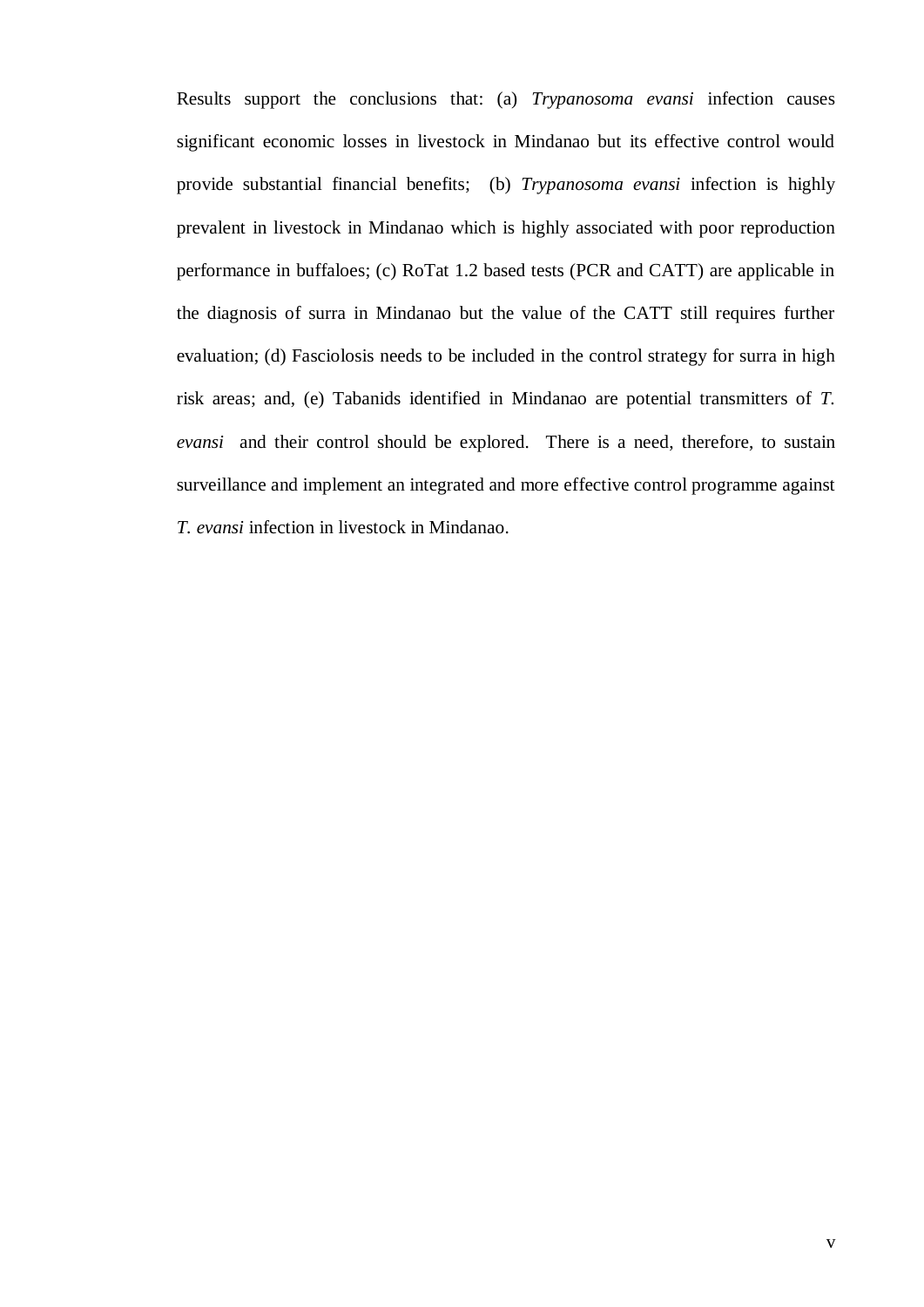Results support the conclusions that: (a) *Trypanosoma evansi* infection causes significant economic losses in livestock in Mindanao but its effective control would provide substantial financial benefits; (b) *Trypanosoma evansi* infection is highly prevalent in livestock in Mindanao which is highly associated with poor reproduction performance in buffaloes; (c) RoTat 1.2 based tests (PCR and CATT) are applicable in the diagnosis of surra in Mindanao but the value of the CATT still requires further evaluation; (d) Fasciolosis needs to be included in the control strategy for surra in high risk areas; and, (e) Tabanids identified in Mindanao are potential transmitters of *T. evansi* and their control should be explored. There is a need, therefore, to sustain surveillance and implement an integrated and more effective control programme against *T. evansi* infection in livestock in Mindanao.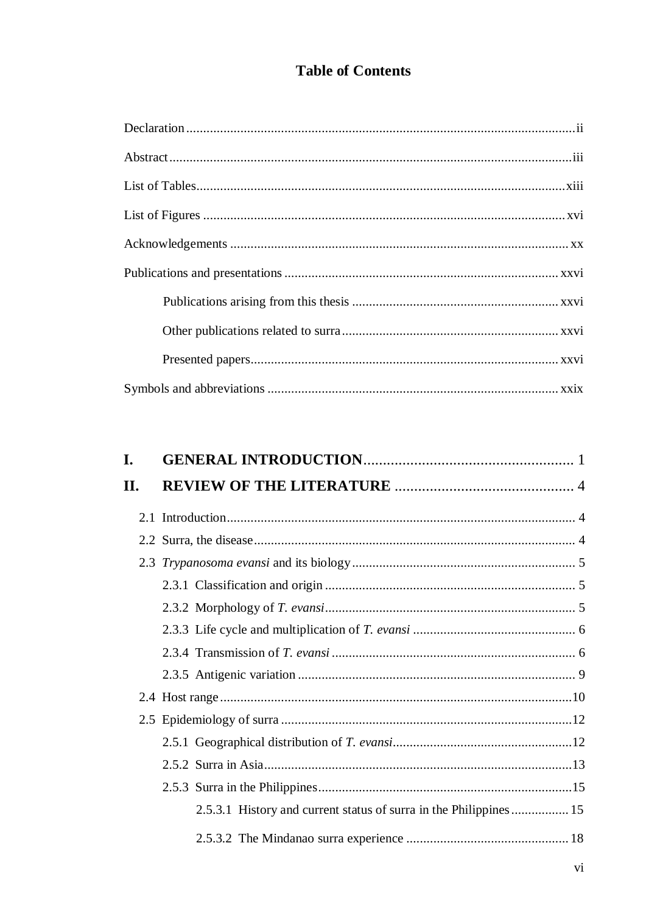# Table of Contents

Declaration ii

Abstract iii

List of Tables xiii

List of Figures xvi

Acknowledgements xx

Publications and presentations xxvi

- Publications arising from this thesis xxvi
- Other publications related to surra xxvi
- Presented papers xxvi

Symbols and abbreviations xxix

**I. GENERAL INTRODUCTION** 1

**II. REVIEW OF THE LITERATURE** 4

- 2.1 Introduction 4
- 2.2 Surra, the disease 4
- 2.3 *Trypanosoma evansi* and its biology 5
  - 2.3.1 Classification and origin 5
  - 2.3.2 Morphology of *T. evansi* 5
  - 2.3.3 Life cycle and multiplication of *T. evansi* 6
  - 2.3.4 Transmission of *T. evansi* 6
  - 2.3.5 Antigenic variation 9
- 2.4 Host range 10
- 2.5 Epidemiology of surra 12
  - 2.5.1 Geographical distribution of *T. evansi* 12
  - 2.5.2 Surra in Asia 13
  - 2.5.3 Surra in the Philippines 15
    - 2.5.3.1 History and current status of surra in the Philippines 15
    - 2.5.3.2 The Mindanao surra experience 18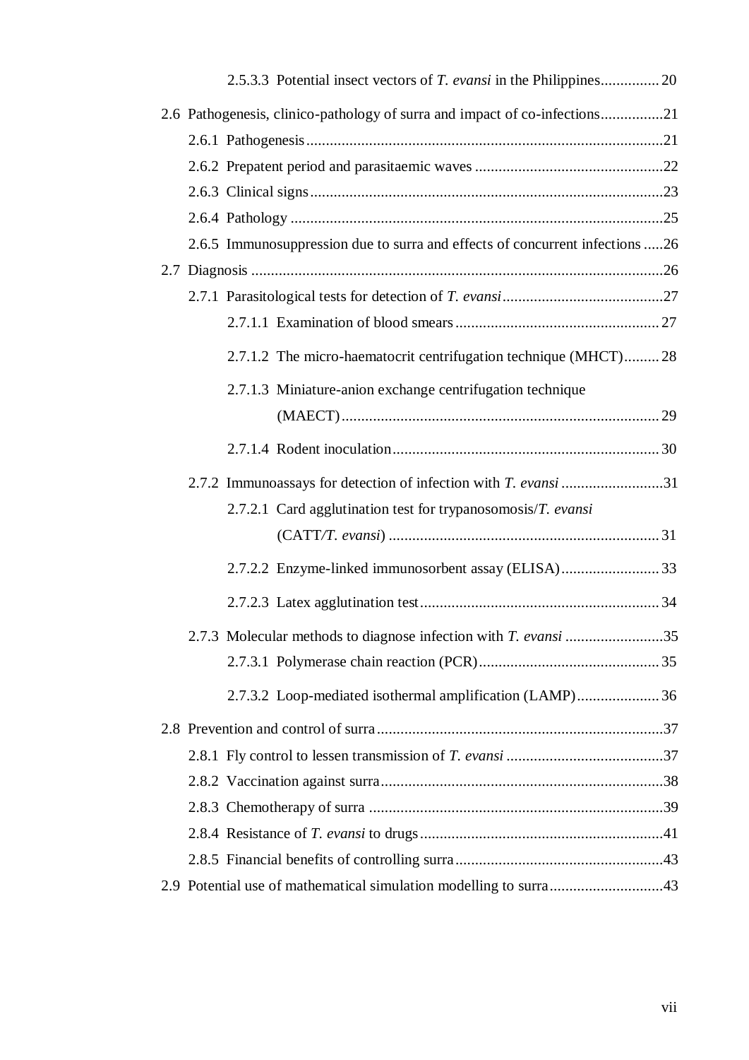2.5.3.3 Potential insect vectors of *T. evansi* in the Philippines ............... 20

2.6 Pathogenesis, clinico-pathology of surra and impact of co-infections ................ 21

2.6.1 Pathogenesis ................................................................................. 21

2.6.2 Prepatent period and parasitaemic waves ................................................ 22

2.6.3 Clinical signs ................................................................................. 23

2.6.4 Pathology ..................................................................................... 25

2.6.5 Immunosuppression due to surra and effects of concurrent infections ..... 26

2.7 Diagnosis ..................................................................................... 26

2.7.1 Parasitological tests for detection of *T. evansi* ......................................... 27

2.7.1.1 Examination of blood smears .................................................... 27

2.7.1.2 The micro-haematocrit centrifugation technique (MHCT) ......... 28

2.7.1.3 Miniature-anion exchange centrifugation technique (MAECT) ................................................................................. 29

2.7.1.4 Rodent inoculation .................................................................... 30

2.7.2 Immunoassays for detection of infection with *T. evansi* .......................... 31

2.7.2.1 Card agglutination test for trypanosomosis/*T. evansi* (CATT/*T. evansi*) ..................................................................... 31

2.7.2.2 Enzyme-linked immunosorbent assay (ELISA) ......................... 33

2.7.2.3 Latex agglutination test ............................................................. 34

2.7.3 Molecular methods to diagnose infection with *T. evansi* ......................... 35

2.7.3.1 Polymerase chain reaction (PCR) .............................................. 35

2.7.3.2 Loop-mediated isothermal amplification (LAMP) ..................... 36

2.8 Prevention and control of surra .............................................................. 37

2.8.1 Fly control to lessen transmission of *T. evansi* ........................................ 37

2.8.2 Vaccination against surra ........................................................................ 38

2.8.3 Chemotherapy of surra ........................................................................... 39

2.8.4 Resistance of *T. evansi* to drugs .............................................................. 41

2.8.5 Financial benefits of controlling surra ..................................................... 43

2.9 Potential use of mathematical simulation modelling to surra ............................ 43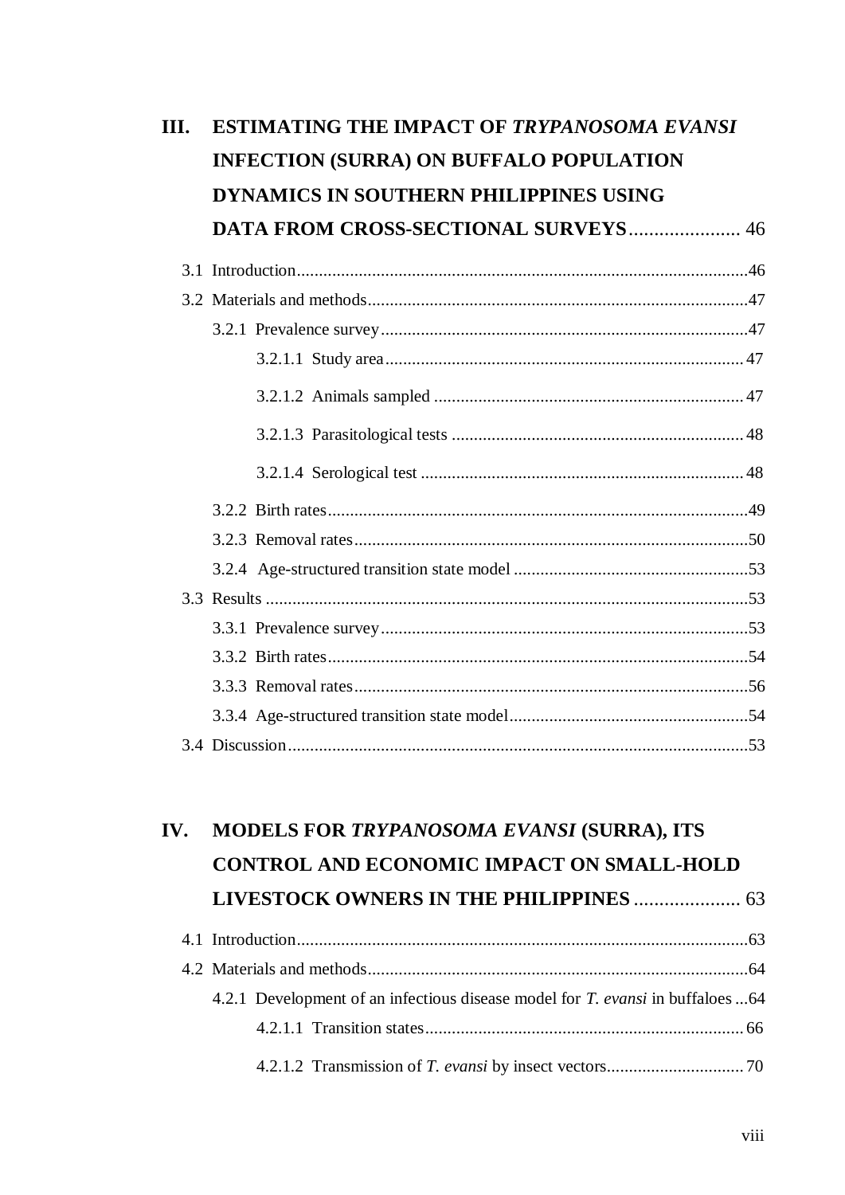**III. ESTIMATING THE IMPACT OF *TRYPANOSOMA EVANSI* INFECTION (SURRA) ON BUFFALO POPULATION DYNAMICS IN SOUTHERN PHILIPPINES USING DATA FROM CROSS-SECTIONAL SURVEYS** ...................... 46

- 3.1 Introduction ........................................ 46
- 3.2 Materials and methods ........................................ 47
  - 3.2.1 Prevalence survey ........................................ 47
    - 3.2.1.1 Study area ........................................ 47
    - 3.2.1.2 Animals sampled ........................................ 47
    - 3.2.1.3 Parasitological tests ........................................ 48
    - 3.2.1.4 Serological test ........................................ 48
  - 3.2.2 Birth rates ........................................ 49
  - 3.2.3 Removal rates ........................................ 50
  - 3.2.4 Age-structured transition state model ........................................ 53
- 3.3 Results ........................................ 53
  - 3.3.1 Prevalence survey ........................................ 53
  - 3.3.2 Birth rates ........................................ 54
  - 3.3.3 Removal rates ........................................ 56
  - 3.3.4 Age-structured transition state model ........................................ 54
- 3.4 Discussion ........................................ 53

**IV. MODELS FOR *TRYPANOSOMA EVANSI* (SURRA), ITS CONTROL AND ECONOMIC IMPACT ON SMALL-HOLD LIVESTOCK OWNERS IN THE PHILIPPINES** ..................... 63

- 4.1 Introduction ........................................ 63
- 4.2 Materials and methods ........................................ 64
  - 4.2.1 Development of an infectious disease model for *T. evansi* in buffaloes ... 64
    - 4.2.1.1 Transition states ........................................ 66
    - 4.2.1.2 Transmission of *T. evansi* by insect vectors ........................................ 70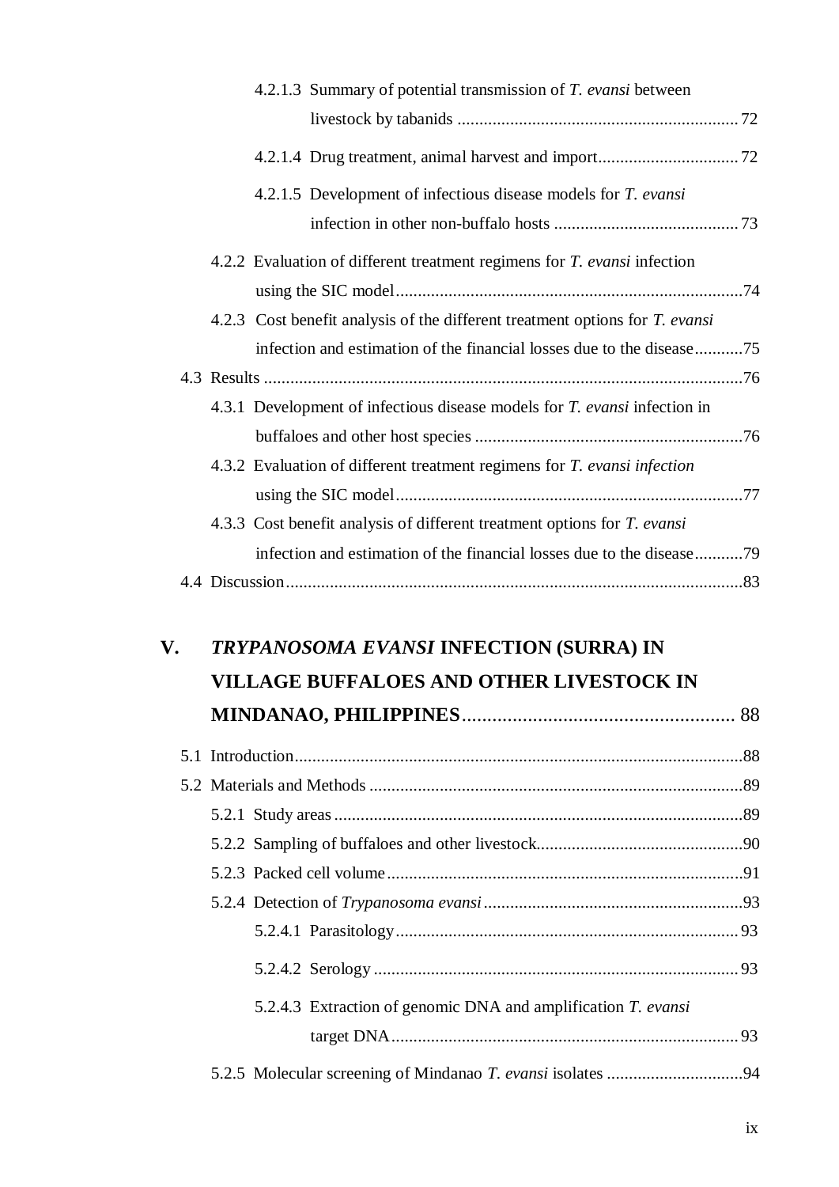4.2.1.3 Summary of potential transmission of *T. evansi* between livestock by tabanids ............................................................... 72

4.2.1.4 Drug treatment, animal harvest and import................................ 72

4.2.1.5 Development of infectious disease models for *T. evansi* infection in other non-buffalo hosts .......................................... 73

4.2.2 Evaluation of different treatment regimens for *T. evansi* infection using the SIC model ...............................................................................74

4.2.3 Cost benefit analysis of the different treatment options for *T. evansi* infection and estimation of the financial losses due to the disease...........75

4.3 Results ..............................................................................................................76

4.3.1 Development of infectious disease models for *T. evansi* infection in buffaloes and other host species .............................................................76

4.3.2 Evaluation of different treatment regimens for *T. evansi infection* using the SIC model...............................................................................77

4.3.3 Cost benefit analysis of different treatment options for *T. evansi* infection and estimation of the financial losses due to the disease...........79

4.4 Discussion........................................................................................................83

**V. *TRYPANOSOMA EVANSI* INFECTION (SURRA) IN VILLAGE BUFFALOES AND OTHER LIVESTOCK IN MINDANAO, PHILIPPINES**...................................................... 88

5.1 Introduction......................................................................................................88

5.2 Materials and Methods .....................................................................................89

5.2.1 Study areas .............................................................................................89

5.2.2 Sampling of buffaloes and other livestock...............................................90

5.2.3 Packed cell volume .................................................................................91

5.2.4 Detection of *Trypanosoma evansi* ...........................................................93

5.2.4.1 Parasitology.............................................................................. 93

5.2.4.2 Serology ................................................................................... 93

5.2.4.3 Extraction of genomic DNA and amplification *T. evansi* target DNA............................................................................... 93

5.2.5 Molecular screening of Mindanao *T. evansi* isolates ...............................94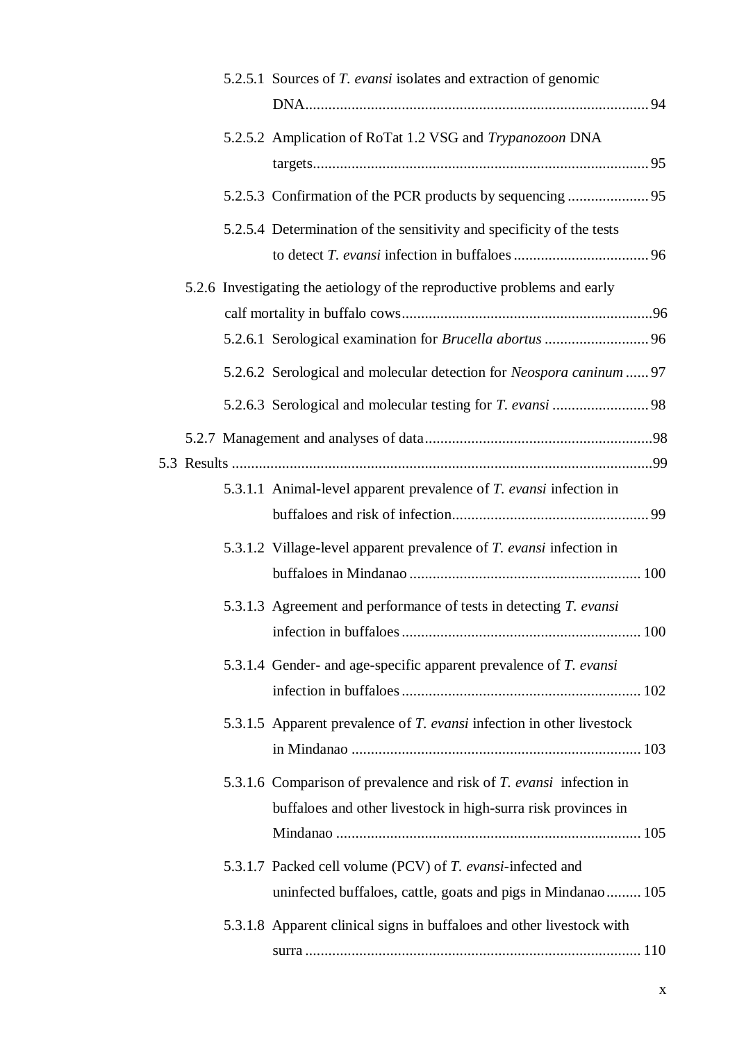5.2.5.1 Sources of *T. evansi* isolates and extraction of genomic DNA........................................................................................ 94

5.2.5.2 Amplication of RoTat 1.2 VSG and *Trypanozoon* DNA targets...................................................................................... 95

5.2.5.3 Confirmation of the PCR products by sequencing ..................... 95

5.2.5.4 Determination of the sensitivity and specificity of the tests to detect *T. evansi* infection in buffaloes ................................... 96

5.2.6 Investigating the aetiology of the reproductive problems and early calf mortality in buffalo cows.................................................................96

5.2.6.1 Serological examination for *Brucella abortus* ........................... 96

5.2.6.2 Serological and molecular detection for *Neospora caninum* ...... 97

5.2.6.3 Serological and molecular testing for *T. evansi* ......................... 98

5.2.7 Management and analyses of data...........................................................98

5.3 Results ............................................................................................................99

5.3.1.1 Animal-level apparent prevalence of *T. evansi* infection in buffaloes and risk of infection................................................... 99

5.3.1.2 Village-level apparent prevalence of *T. evansi* infection in buffaloes in Mindanao ............................................................ 100

5.3.1.3 Agreement and performance of tests in detecting *T. evansi* infection in buffaloes .............................................................. 100

5.3.1.4 Gender- and age-specific apparent prevalence of *T. evansi* infection in buffaloes .............................................................. 102

5.3.1.5 Apparent prevalence of *T. evansi* infection in other livestock in Mindanao ........................................................................... 103

5.3.1.6 Comparison of prevalence and risk of *T. evansi* infection in buffaloes and other livestock in high-surra risk provinces in Mindanao ............................................................................... 105

5.3.1.7 Packed cell volume (PCV) of *T. evansi*-infected and uninfected buffaloes, cattle, goats and pigs in Mindanao......... 105

5.3.1.8 Apparent clinical signs in buffaloes and other livestock with surra ....................................................................................... 110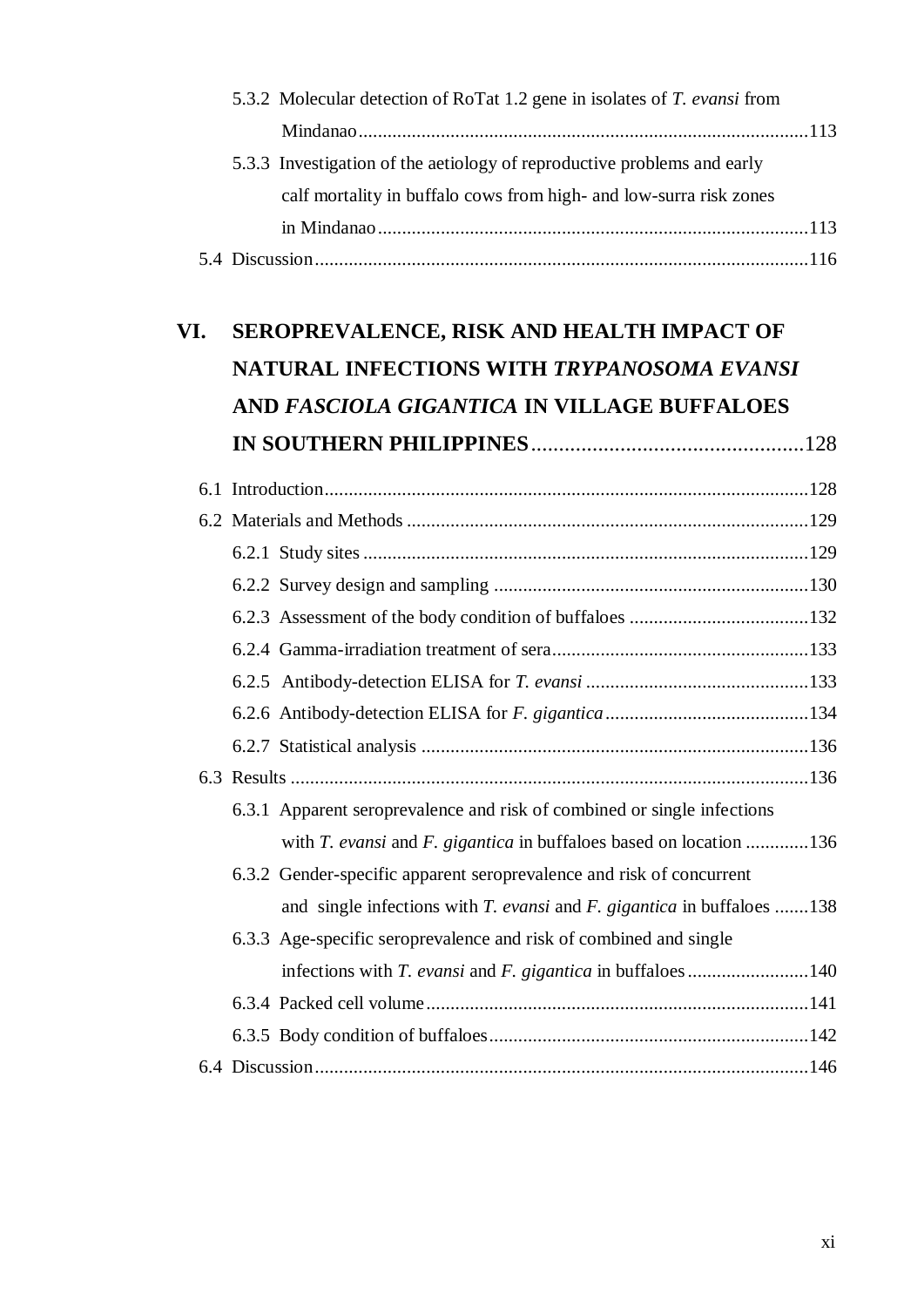5.3.2 Molecular detection of RoTat 1.2 gene in isolates of *T. evansi* from Mindanao ........................................................................................113

5.3.3 Investigation of the aetiology of reproductive problems and early calf mortality in buffalo cows from high- and low-surra risk zones in Mindanao ........................................................................................113

5.4 Discussion ........................................................................................116

## VI. SEROPREVALENCE, RISK AND HEALTH IMPACT OF NATURAL INFECTIONS WITH *TRYPANOSOMA EVANSI* AND *FASCIOLA GIGANTICA* IN VILLAGE BUFFALOES IN SOUTHERN PHILIPPINES ................................................128

6.1 Introduction ........................................................................................128

6.2 Materials and Methods ........................................................................................129

6.2.1 Study sites ........................................................................................129

6.2.2 Survey design and sampling ........................................................................................130

6.2.3 Assessment of the body condition of buffaloes ........................................................................................132

6.2.4 Gamma-irradiation treatment of sera ........................................................................................133

6.2.5 Antibody-detection ELISA for *T. evansi* ........................................................................................133

6.2.6 Antibody-detection ELISA for *F. gigantica* ........................................................................................134

6.2.7 Statistical analysis ........................................................................................136

6.3 Results ........................................................................................136

6.3.1 Apparent seroprevalence and risk of combined or single infections with *T. evansi* and *F. gigantica* in buffaloes based on location ............136

6.3.2 Gender-specific apparent seroprevalence and risk of concurrent and single infections with *T. evansi* and *F. gigantica* in buffaloes .......138

6.3.3 Age-specific seroprevalence and risk of combined and single infections with *T. evansi* and *F. gigantica* in buffaloes ........................140

6.3.4 Packed cell volume ........................................................................................141

6.3.5 Body condition of buffaloes ........................................................................................142

6.4 Discussion ........................................................................................146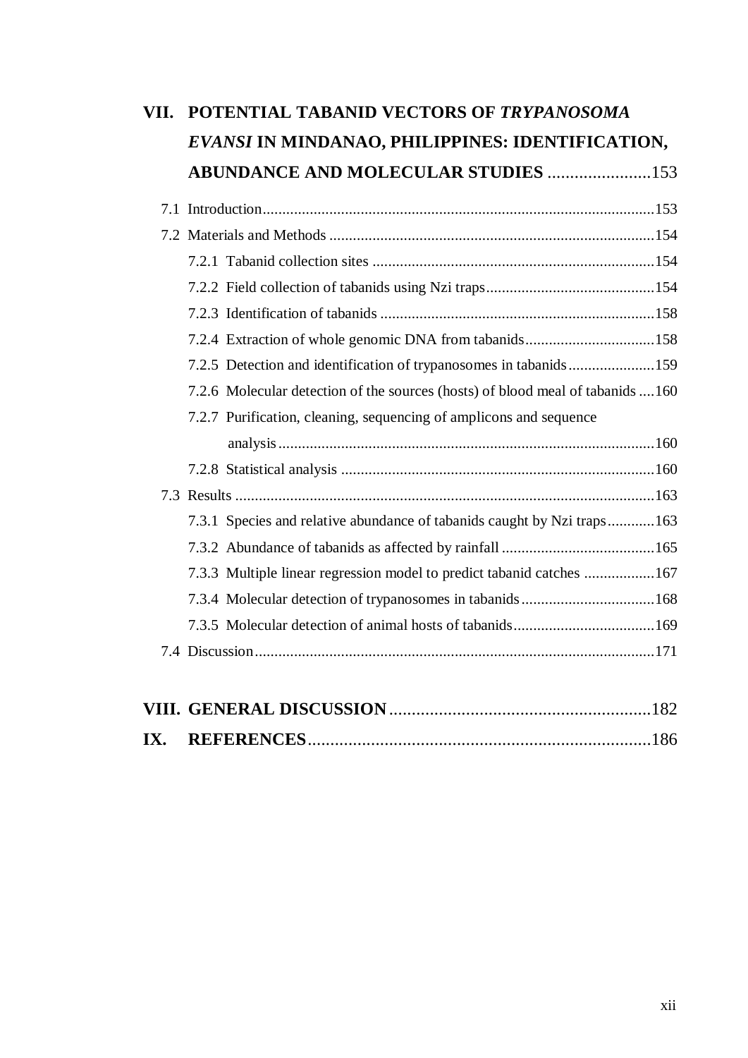**VII. POTENTIAL TABANID VECTORS OF *TRYPANOSOMA EVANSI* IN MINDANAO, PHILIPPINES: IDENTIFICATION, ABUNDANCE AND MOLECULAR STUDIES** .......................153

7.1 Introduction.......................................................................................................153

7.2 Materials and Methods ......................................................................................154

- 7.2.1 Tabanid collection sites ..........................................................................154
- 7.2.2 Field collection of tabanids using Nzi traps...........................................154
- 7.2.3 Identification of tabanids .......................................................................158
- 7.2.4 Extraction of whole genomic DNA from tabanids.................................158
- 7.2.5 Detection and identification of trypanosomes in tabanids......................159
- 7.2.6 Molecular detection of the sources (hosts) of blood meal of tabanids ....160
- 7.2.7 Purification, cleaning, sequencing of amplicons and sequence analysis................................................................................................160
- 7.2.8 Statistical analysis .................................................................................160

7.3 Results ..............................................................................................................163

- 7.3.1 Species and relative abundance of tabanids caught by Nzi traps............163
- 7.3.2 Abundance of tabanids as affected by rainfall .......................................165
- 7.3.3 Multiple linear regression model to predict tabanid catches ..................167
- 7.3.4 Molecular detection of trypanosomes in tabanids..................................168
- 7.3.5 Molecular detection of animal hosts of tabanids....................................169

7.4 Discussion.........................................................................................................171

**VIII. GENERAL DISCUSSION**..........................................................182

**IX. REFERENCES**...........................................................................186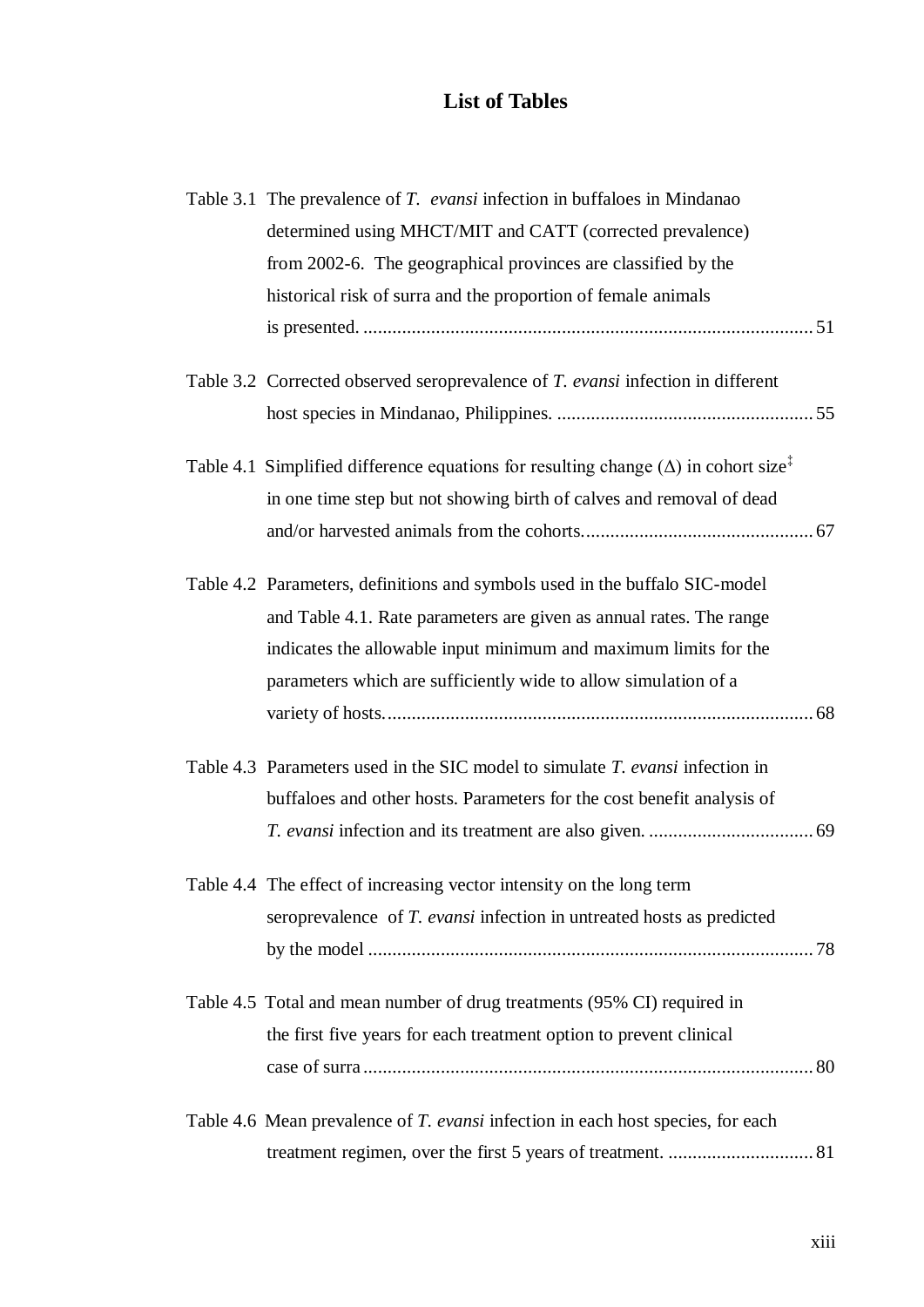# List of Tables

Table 3.1 The prevalence of *T. evansi* infection in buffaloes in Mindanao determined using MHCT/MIT and CATT (corrected prevalence) from 2002-6. The geographical provinces are classified by the historical risk of surra and the proportion of female animals is presented. .......... 51

Table 3.2 Corrected observed seroprevalence of *T. evansi* infection in different host species in Mindanao, Philippines. .......... 55

Table 4.1 Simplified difference equations for resulting change (Δ) in cohort size‡ in one time step but not showing birth of calves and removal of dead and/or harvested animals from the cohorts. .......... 67

Table 4.2 Parameters, definitions and symbols used in the buffalo SIC-model and Table 4.1. Rate parameters are given as annual rates. The range indicates the allowable input minimum and maximum limits for the parameters which are sufficiently wide to allow simulation of a variety of hosts. .......... 68

Table 4.3 Parameters used in the SIC model to simulate *T. evansi* infection in buffaloes and other hosts. Parameters for the cost benefit analysis of *T. evansi* infection and its treatment are also given. .......... 69

Table 4.4 The effect of increasing vector intensity on the long term seroprevalence of *T. evansi* infection in untreated hosts as predicted by the model .......... 78

Table 4.5 Total and mean number of drug treatments (95% CI) required in the first five years for each treatment option to prevent clinical case of surra .......... 80

Table 4.6 Mean prevalence of *T. evansi* infection in each host species, for each treatment regimen, over the first 5 years of treatment. .......... 81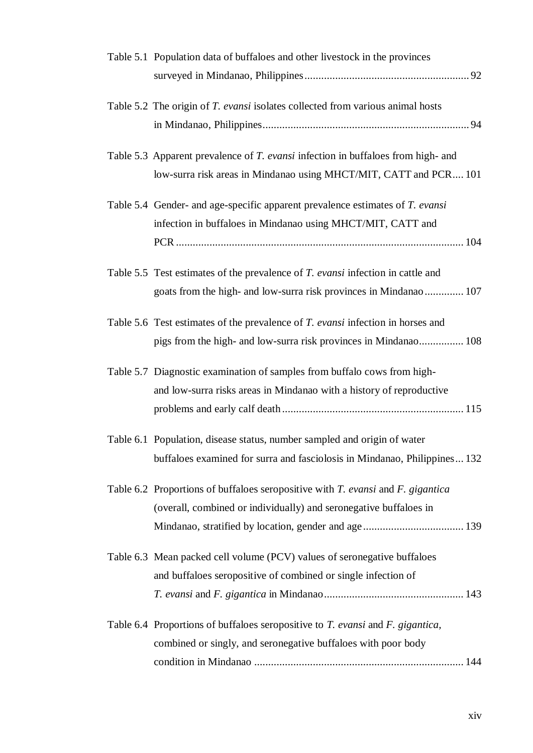Table 5.1 Population data of buffaloes and other livestock in the provinces surveyed in Mindanao, Philippines .......................................................... 92

Table 5.2 The origin of *T. evansi* isolates collected from various animal hosts in Mindanao, Philippines ........................................................................ 94

Table 5.3 Apparent prevalence of *T. evansi* infection in buffaloes from high- and low-surra risk areas in Mindanao using MHCT/MIT, CATT and PCR .... 101

Table 5.4 Gender- and age-specific apparent prevalence estimates of *T. evansi* infection in buffaloes in Mindanao using MHCT/MIT, CATT and PCR ...................................................................................................... 104

Table 5.5 Test estimates of the prevalence of *T. evansi* infection in cattle and goats from the high- and low-surra risk provinces in Mindanao ............. 107

Table 5.6 Test estimates of the prevalence of *T. evansi* infection in horses and pigs from the high- and low-surra risk provinces in Mindanao ................ 108

Table 5.7 Diagnostic examination of samples from buffalo cows from high- and low-surra risks areas in Mindanao with a history of reproductive problems and early calf death ................................................................ 115

Table 6.1 Population, disease status, number sampled and origin of water buffaloes examined for surra and fasciolosis in Mindanao, Philippines ... 132

Table 6.2 Proportions of buffaloes seropositive with *T. evansi* and *F. gigantica* (overall, combined or individually) and seronegative buffaloes in Mindanao, stratified by location, gender and age .................................... 139

Table 6.3 Mean packed cell volume (PCV) values of seronegative buffaloes and buffaloes seropositive of combined or single infection of *T. evansi* and *F. gigantica* in Mindanao .................................................. 143

Table 6.4 Proportions of buffaloes seropositive to *T. evansi* and *F. gigantica,* combined or singly, and seronegative buffaloes with poor body condition in Mindanao ........................................................................... 144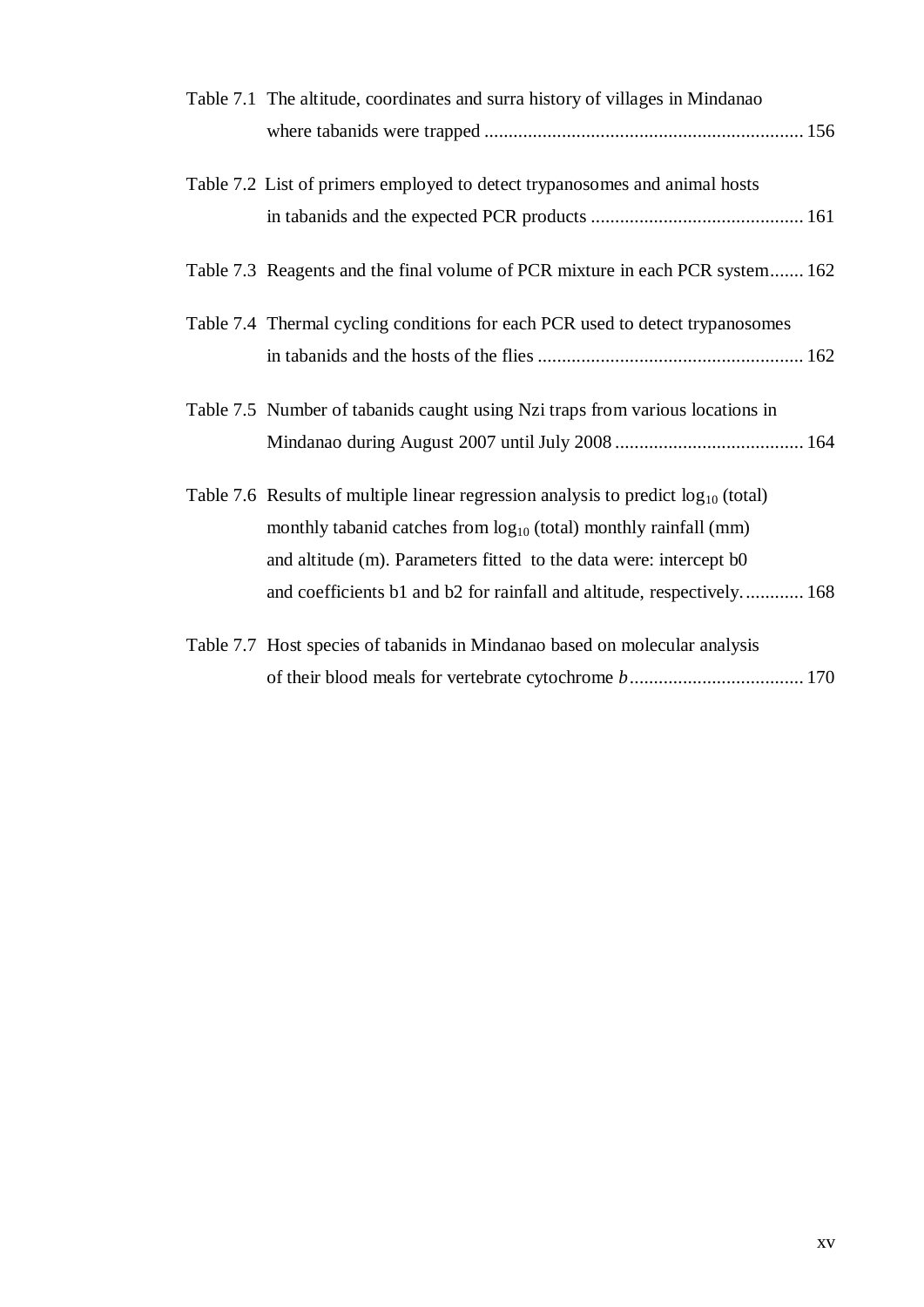Table 7.1 The altitude, coordinates and surra history of villages in Mindanao where tabanids were trapped .................................................................. 156

Table 7.2 List of primers employed to detect trypanosomes and animal hosts in tabanids and the expected PCR products ............................................ 161

Table 7.3 Reagents and the final volume of PCR mixture in each PCR system....... 162

Table 7.4 Thermal cycling conditions for each PCR used to detect trypanosomes in tabanids and the hosts of the flies ....................................................... 162

Table 7.5 Number of tabanids caught using Nzi traps from various locations in Mindanao during August 2007 until July 2008 ....................................... 164

Table 7.6 Results of multiple linear regression analysis to predict $\log_{10}$ (total) monthly tabanid catches from $\log_{10}$ (total) monthly rainfall (mm) and altitude (m). Parameters fitted to the data were: intercept b0 and coefficients b1 and b2 for rainfall and altitude, respectively. ............ 168

Table 7.7 Host species of tabanids in Mindanao based on molecular analysis of their blood meals for vertebrate cytochrome *b* .................................... 170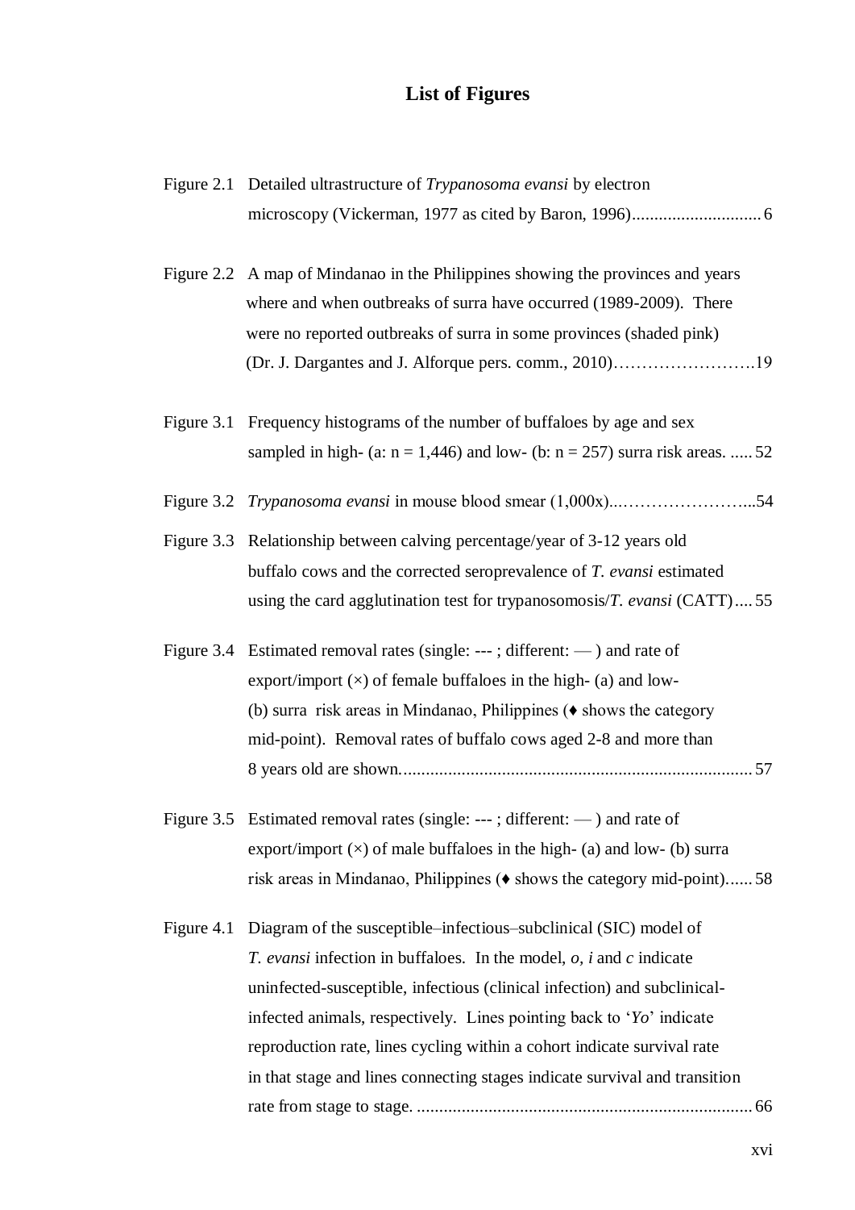# List of Figures

Figure 2.1 Detailed ultrastructure of *Trypanosoma evansi* by electron microscopy (Vickerman, 1977 as cited by Baron, 1996)............................. 6

Figure 2.2 A map of Mindanao in the Philippines showing the provinces and years where and when outbreaks of surra have occurred (1989-2009). There were no reported outbreaks of surra in some provinces (shaded pink) (Dr. J. Dargantes and J. Alforque pers. comm., 2010)…………………….19

Figure 3.1 Frequency histograms of the number of buffaloes by age and sex sampled in high- (a: n = 1,446) and low- (b: n = 257) surra risk areas. ..... 52

Figure 3.2 *Trypanosoma evansi* in mouse blood smear (1,000x)...…………………...54

Figure 3.3 Relationship between calving percentage/year of 3-12 years old buffalo cows and the corrected seroprevalence of *T. evansi* estimated using the card agglutination test for trypanosomosis/*T. evansi* (CATT).... 55

Figure 3.4 Estimated removal rates (single: --- ; different: — ) and rate of export/import (×) of female buffaloes in the high- (a) and low- (b) surra risk areas in Mindanao, Philippines (♦ shows the category mid-point). Removal rates of buffalo cows aged 2-8 and more than 8 years old are shown.............................................................................. 57

Figure 3.5 Estimated removal rates (single: --- ; different: — ) and rate of export/import (×) of male buffaloes in the high- (a) and low- (b) surra risk areas in Mindanao, Philippines (♦ shows the category mid-point)...... 58

Figure 4.1 Diagram of the susceptible–infectious–subclinical (SIC) model of *T. evansi* infection in buffaloes. In the model, *o, i* and *c* indicate uninfected-susceptible, infectious (clinical infection) and subclinical-infected animals, respectively. Lines pointing back to '*Yo*' indicate reproduction rate, lines cycling within a cohort indicate survival rate in that stage and lines connecting stages indicate survival and transition rate from stage to stage. ........................................................................... 66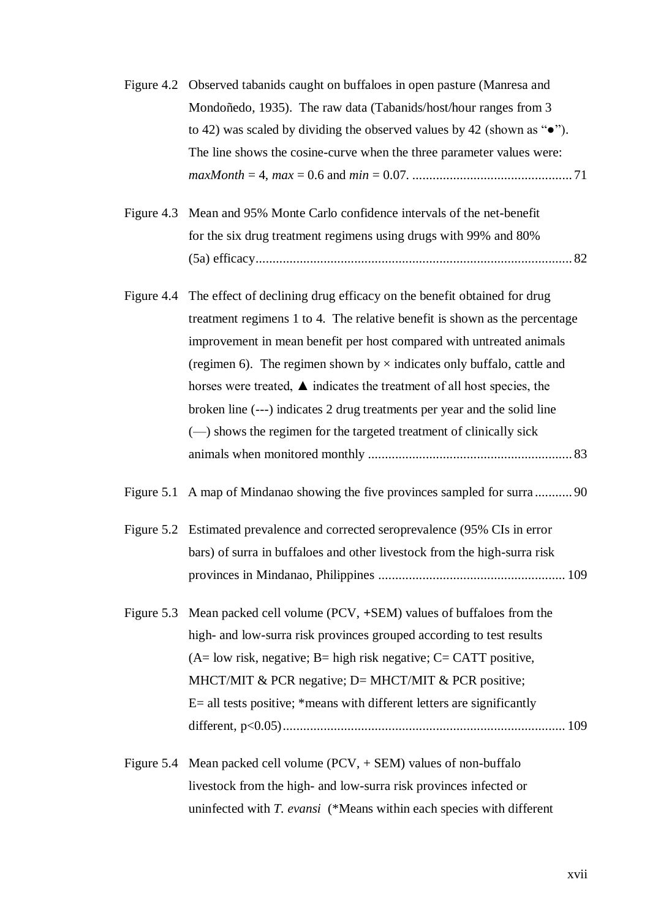Figure 4.2 Observed tabanids caught on buffaloes in open pasture (Manresa and Mondoñedo, 1935). The raw data (Tabanids/host/hour ranges from 3 to 42) was scaled by dividing the observed values by 42 (shown as "●"). The line shows the cosine-curve when the three parameter values were: *maxMonth* = 4, *max* = 0.6 and *min* = 0.07. ............................................... 71

Figure 4.3 Mean and 95% Monte Carlo confidence intervals of the net-benefit for the six drug treatment regimens using drugs with 99% and 80% (5a) efficacy............................................................................................. 82

Figure 4.4 The effect of declining drug efficacy on the benefit obtained for drug treatment regimens 1 to 4. The relative benefit is shown as the percentage improvement in mean benefit per host compared with untreated animals (regimen 6). The regimen shown by × indicates only buffalo, cattle and horses were treated, ▲ indicates the treatment of all host species, the broken line (---) indicates 2 drug treatments per year and the solid line (—) shows the regimen for the targeted treatment of clinically sick animals when monitored monthly ............................................................ 83

Figure 5.1 A map of Mindanao showing the five provinces sampled for surra ........... 90

Figure 5.2 Estimated prevalence and corrected seroprevalence (95% CIs in error bars) of surra in buffaloes and other livestock from the high-surra risk provinces in Mindanao, Philippines ....................................................... 109

Figure 5.3 Mean packed cell volume (PCV, +SEM) values of buffaloes from the high- and low-surra risk provinces grouped according to test results (A= low risk, negative; B= high risk negative; C= CATT positive, MHCT/MIT & PCR negative; D= MHCT/MIT & PCR positive; E= all tests positive; *means with different letters are significantly different, $p<0.05$)................................................................................... 109

Figure 5.4 Mean packed cell volume (PCV, + SEM) values of non-buffalo livestock from the high- and low-surra risk provinces infected or uninfected with *T. evansi* (*Means within each species with different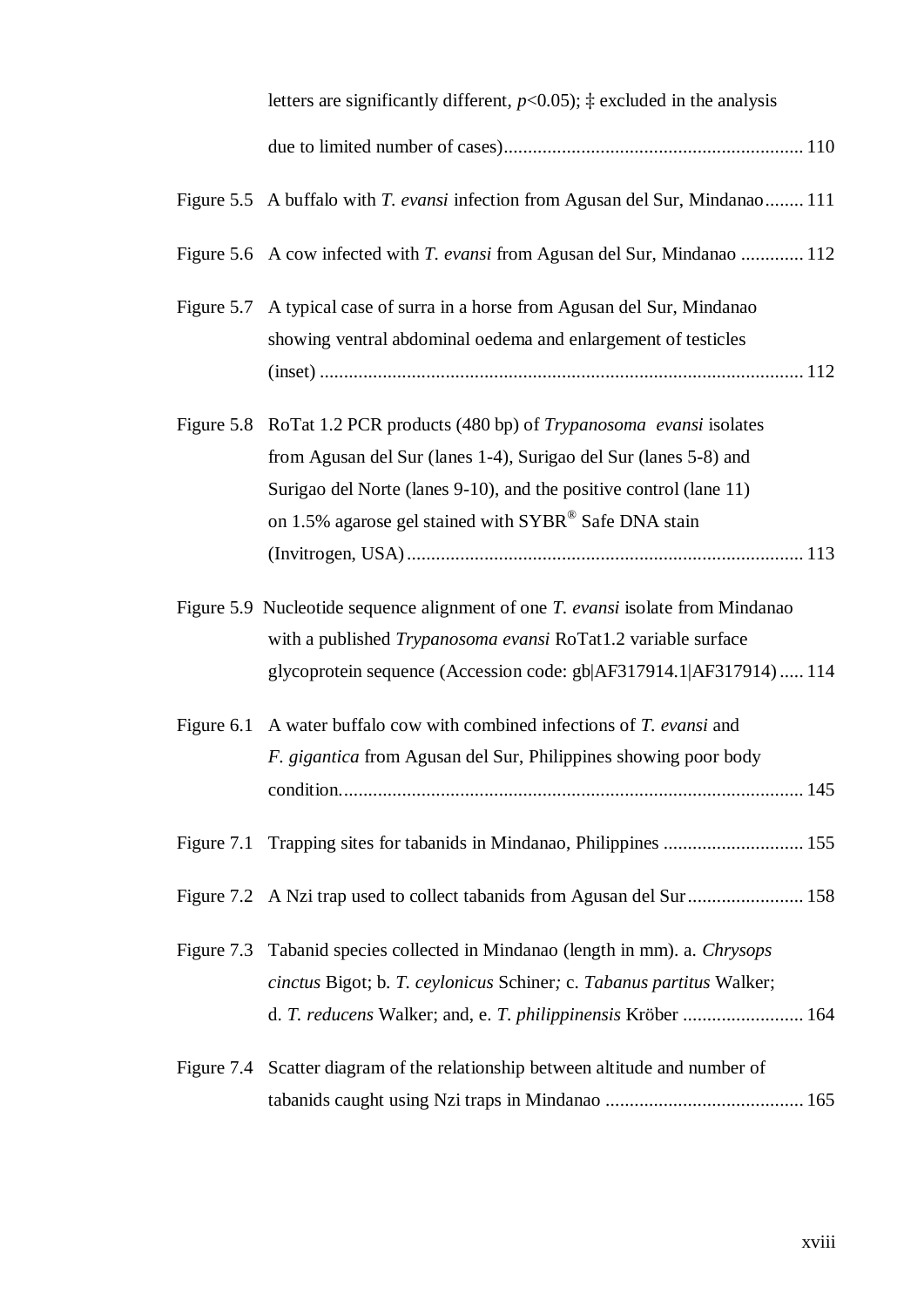letters are significantly different, $p<0.05$); ‡ excluded in the analysis due to limited number of cases) ............................................................. 110

Figure 5.5 A buffalo with *T. evansi* infection from Agusan del Sur, Mindanao........ 111

Figure 5.6 A cow infected with *T. evansi* from Agusan del Sur, Mindanao ............. 112

Figure 5.7 A typical case of surra in a horse from Agusan del Sur, Mindanao showing ventral abdominal oedema and enlargement of testicles (inset) .................................................................................................. 112

Figure 5.8 RoTat 1.2 PCR products (480 bp) of *Trypanosoma evansi* isolates from Agusan del Sur (lanes 1-4), Surigao del Sur (lanes 5-8) and Surigao del Norte (lanes 9-10), and the positive control (lane 11) on 1.5% agarose gel stained with SYBR® Safe DNA stain (Invitrogen, USA) .................................................................................. 113

Figure 5.9 Nucleotide sequence alignment of one *T. evansi* isolate from Mindanao with a published *Trypanosoma evansi* RoTat1.2 variable surface glycoprotein sequence (Accession code: gb|AF317914.1|AF317914) ..... 114

Figure 6.1 A water buffalo cow with combined infections of *T. evansi* and *F. gigantica* from Agusan del Sur, Philippines showing poor body condition............................................................................................... 145

Figure 7.1 Trapping sites for tabanids in Mindanao, Philippines ............................ 155

Figure 7.2 A Nzi trap used to collect tabanids from Agusan del Sur........................ 158

Figure 7.3 Tabanid species collected in Mindanao (length in mm). a. *Chrysops cinctus* Bigot; b. *T. ceylonicus* Schiner; c. *Tabanus partitus* Walker; d. *T. reducens* Walker; and, e. *T. philippinensis* Kröber ......................... 164

Figure 7.4 Scatter diagram of the relationship between altitude and number of tabanids caught using Nzi traps in Mindanao ......................................... 165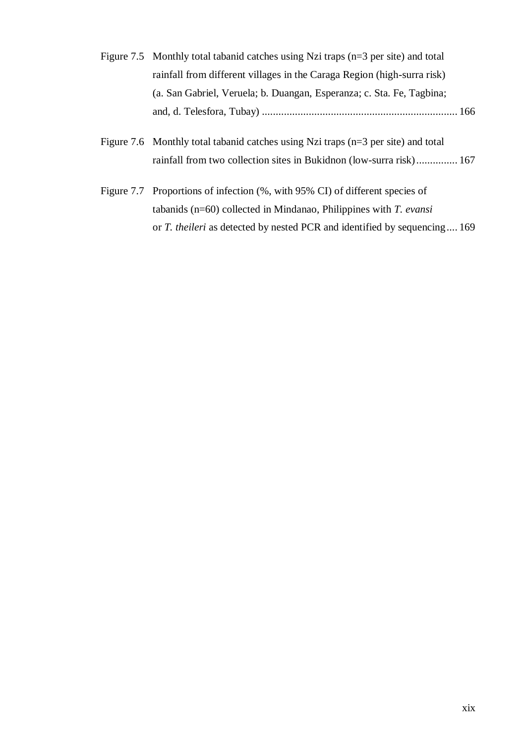Figure 7.5 Monthly total tabanid catches using Nzi traps (n=3 per site) and total rainfall from different villages in the Caraga Region (high-surra risk) (a. San Gabriel, Veruela; b. Duangan, Esperanza; c. Sta. Fe, Tagbina; and, d. Telesfora, Tubay) ........................................................................ 166

Figure 7.6 Monthly total tabanid catches using Nzi traps (n=3 per site) and total rainfall from two collection sites in Bukidnon (low-surra risk) ............... 167

Figure 7.7 Proportions of infection (%, with 95% CI) of different species of tabanids (n=60) collected in Mindanao, Philippines with *T. evansi* or *T. theileri* as detected by nested PCR and identified by sequencing .... 169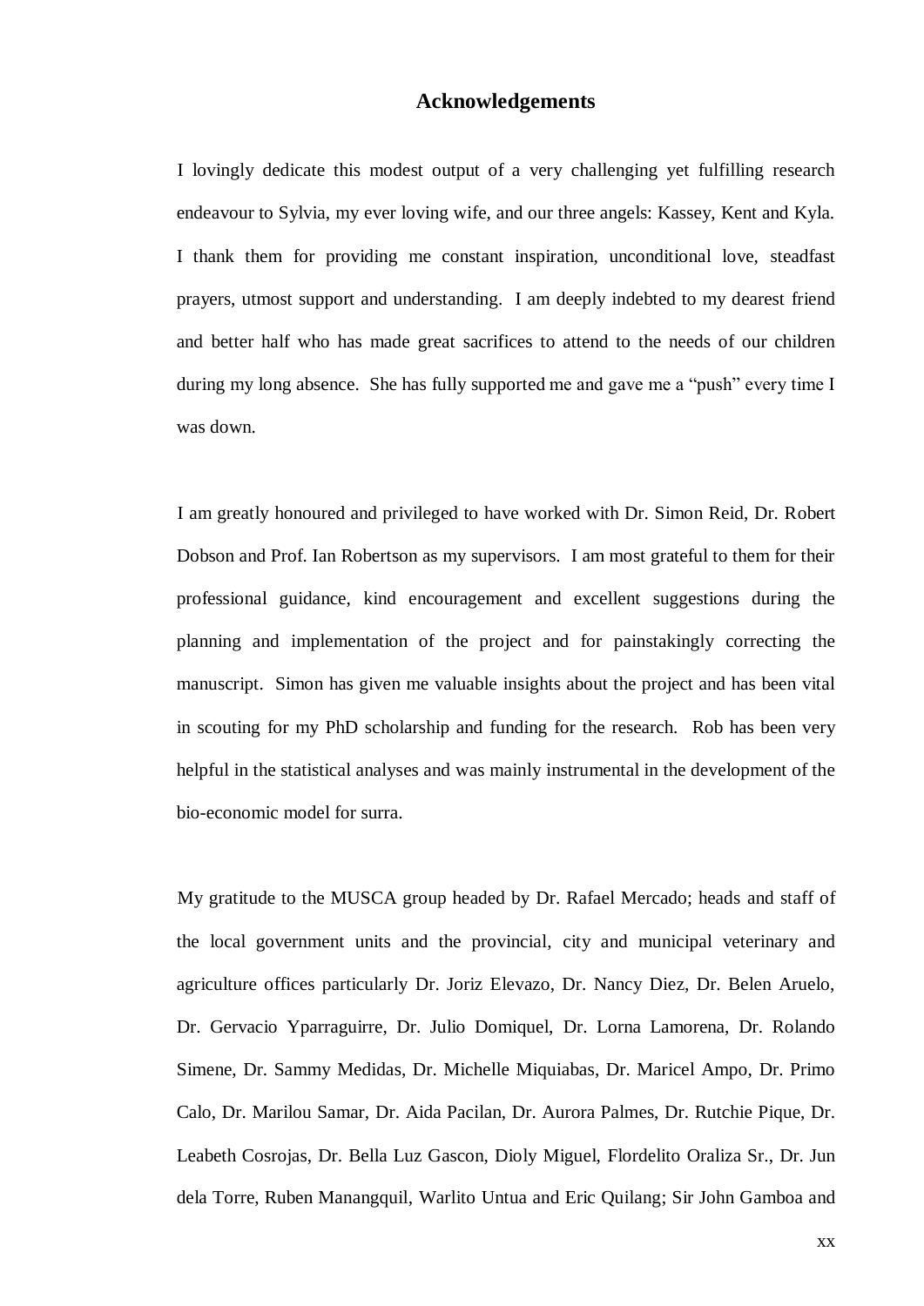## Acknowledgements

I lovingly dedicate this modest output of a very challenging yet fulfilling research endeavour to Sylvia, my ever loving wife, and our three angels: Kassey, Kent and Kyla. I thank them for providing me constant inspiration, unconditional love, steadfast prayers, utmost support and understanding. I am deeply indebted to my dearest friend and better half who has made great sacrifices to attend to the needs of our children during my long absence. She has fully supported me and gave me a "push" every time I was down.

I am greatly honoured and privileged to have worked with Dr. Simon Reid, Dr. Robert Dobson and Prof. Ian Robertson as my supervisors. I am most grateful to them for their professional guidance, kind encouragement and excellent suggestions during the planning and implementation of the project and for painstakingly correcting the manuscript. Simon has given me valuable insights about the project and has been vital in scouting for my PhD scholarship and funding for the research. Rob has been very helpful in the statistical analyses and was mainly instrumental in the development of the bio-economic model for surra.

My gratitude to the MUSCA group headed by Dr. Rafael Mercado; heads and staff of the local government units and the provincial, city and municipal veterinary and agriculture offices particularly Dr. Joriz Elevazo, Dr. Nancy Diez, Dr. Belen Aruelo, Dr. Gervacio Yparraguirre, Dr. Julio Domiquel, Dr. Lorna Lamorena, Dr. Rolando Simene, Dr. Sammy Medidas, Dr. Michelle Miquiabas, Dr. Maricel Ampo, Dr. Primo Calo, Dr. Marilou Samar, Dr. Aida Pacilan, Dr. Aurora Palmes, Dr. Rutchie Pique, Dr. Leabeth Cosrojas, Dr. Bella Luz Gascon, Dioly Miguel, Flordelito Oraliza Sr., Dr. Jun dela Torre, Ruben Manangquil, Warlito Untua and Eric Quilang; Sir John Gamboa and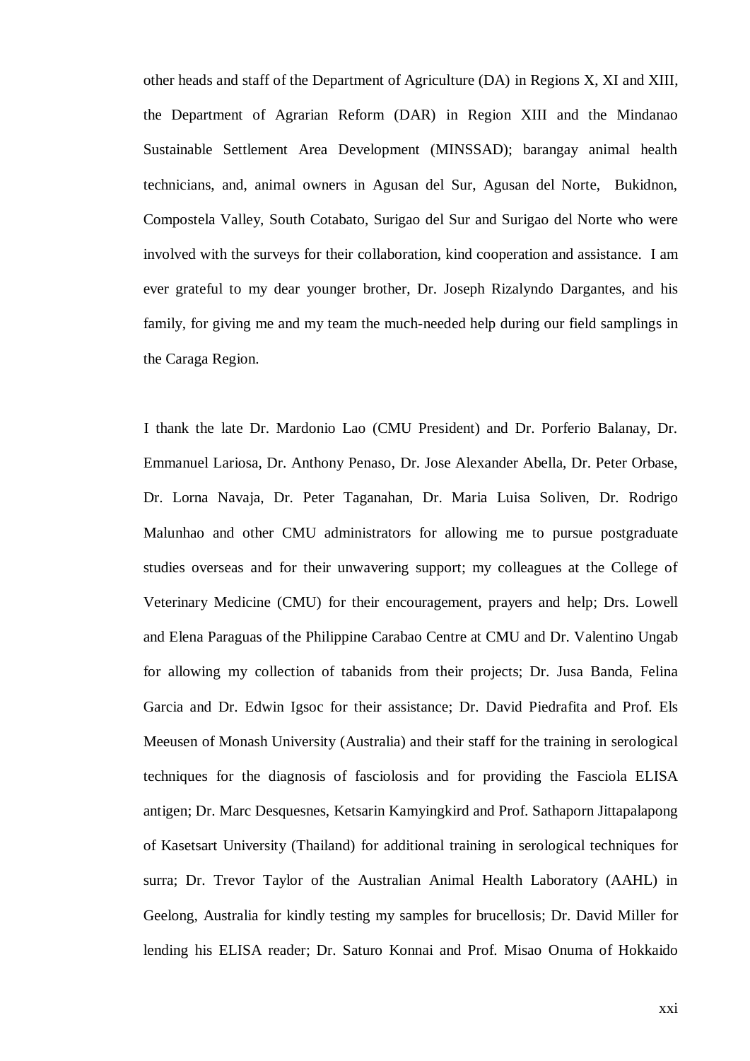other heads and staff of the Department of Agriculture (DA) in Regions X, XI and XIII, the Department of Agrarian Reform (DAR) in Region XIII and the Mindanao Sustainable Settlement Area Development (MINSSAD); barangay animal health technicians, and, animal owners in Agusan del Sur, Agusan del Norte, Bukidnon, Compostela Valley, South Cotabato, Surigao del Sur and Surigao del Norte who were involved with the surveys for their collaboration, kind cooperation and assistance. I am ever grateful to my dear younger brother, Dr. Joseph Rizalyndo Dargantes, and his family, for giving me and my team the much-needed help during our field samplings in the Caraga Region.

I thank the late Dr. Mardonio Lao (CMU President) and Dr. Porferio Balanay, Dr. Emmanuel Lariosa, Dr. Anthony Penaso, Dr. Jose Alexander Abella, Dr. Peter Orbase, Dr. Lorna Navaja, Dr. Peter Taganahan, Dr. Maria Luisa Soliven, Dr. Rodrigo Malunhao and other CMU administrators for allowing me to pursue postgraduate studies overseas and for their unwavering support; my colleagues at the College of Veterinary Medicine (CMU) for their encouragement, prayers and help; Drs. Lowell and Elena Paraguas of the Philippine Carabao Centre at CMU and Dr. Valentino Ungab for allowing my collection of tabanids from their projects; Dr. Jusa Banda, Felina Garcia and Dr. Edwin Igsoc for their assistance; Dr. David Piedrafita and Prof. Els Meeusen of Monash University (Australia) and their staff for the training in serological techniques for the diagnosis of fasciolosis and for providing the Fasciola ELISA antigen; Dr. Marc Desquesnes, Ketsarin Kamyingkird and Prof. Sathaporn Jittapalapong of Kasetsart University (Thailand) for additional training in serological techniques for surra; Dr. Trevor Taylor of the Australian Animal Health Laboratory (AAHL) in Geelong, Australia for kindly testing my samples for brucellosis; Dr. David Miller for lending his ELISA reader; Dr. Saturo Konnai and Prof. Misao Onuma of Hokkaido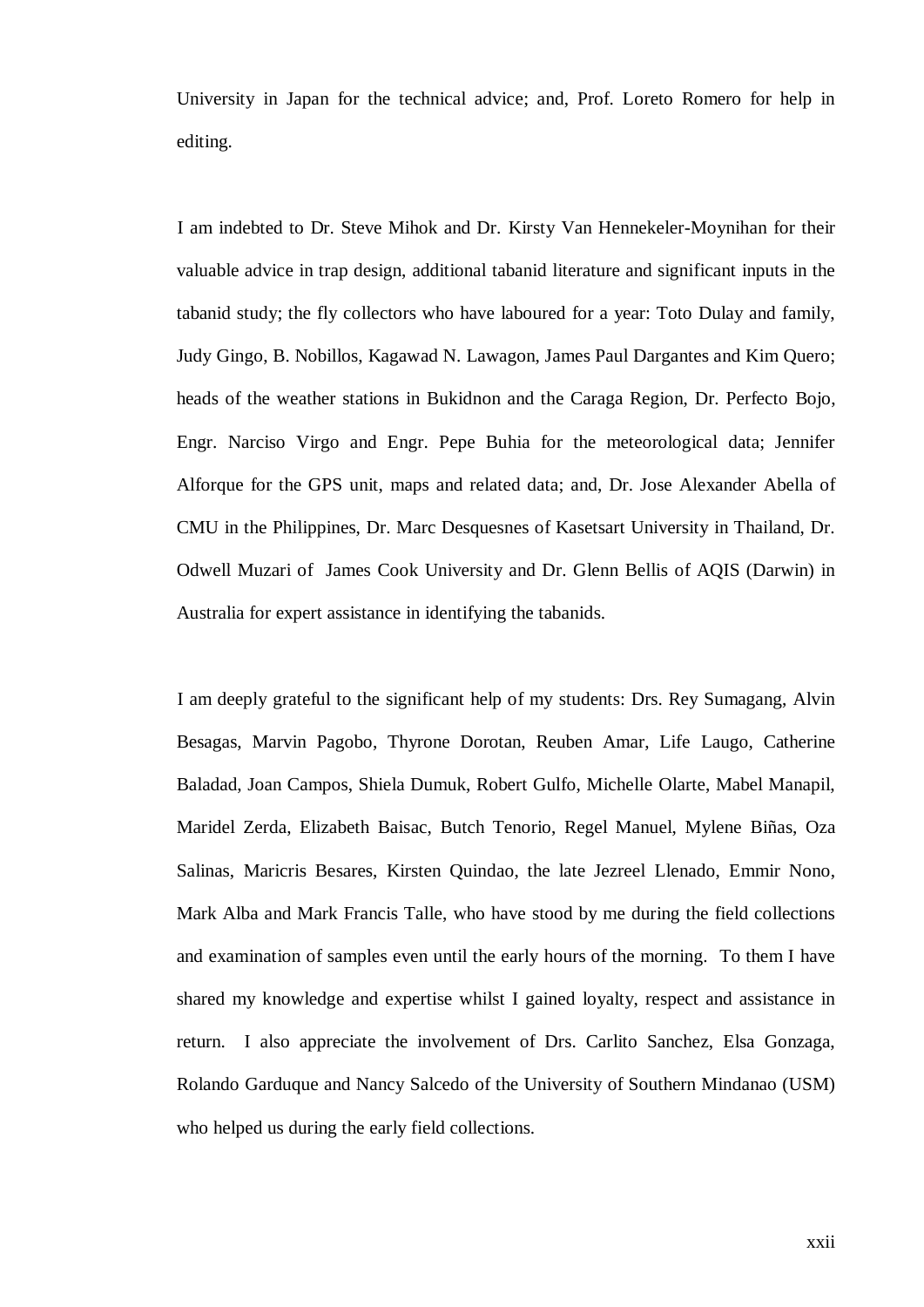University in Japan for the technical advice; and, Prof. Loreto Romero for help in editing.

I am indebted to Dr. Steve Mihok and Dr. Kirsty Van Hennekeler-Moynihan for their valuable advice in trap design, additional tabanid literature and significant inputs in the tabanid study; the fly collectors who have laboured for a year: Toto Dulay and family, Judy Gingo, B. Nobillos, Kagawad N. Lawagon, James Paul Dargantes and Kim Quero; heads of the weather stations in Bukidnon and the Caraga Region, Dr. Perfecto Bojo, Engr. Narciso Virgo and Engr. Pepe Buhia for the meteorological data; Jennifer Alforque for the GPS unit, maps and related data; and, Dr. Jose Alexander Abella of CMU in the Philippines, Dr. Marc Desquesnes of Kasetsart University in Thailand, Dr. Odwell Muzari of James Cook University and Dr. Glenn Bellis of AQIS (Darwin) in Australia for expert assistance in identifying the tabanids.

I am deeply grateful to the significant help of my students: Drs. Rey Sumagang, Alvin Besagas, Marvin Pagobo, Thyrone Dorotan, Reuben Amar, Life Laugo, Catherine Baladad, Joan Campos, Shiela Dumuk, Robert Gulfo, Michelle Olarte, Mabel Manapil, Maridel Zerda, Elizabeth Baisac, Butch Tenorio, Regel Manuel, Mylene Biñas, Oza Salinas, Maricris Besares, Kirsten Quindao, the late Jezreel Llenado, Emmir Nono, Mark Alba and Mark Francis Talle, who have stood by me during the field collections and examination of samples even until the early hours of the morning. To them I have shared my knowledge and expertise whilst I gained loyalty, respect and assistance in return. I also appreciate the involvement of Drs. Carlito Sanchez, Elsa Gonzaga, Rolando Garduque and Nancy Salcedo of the University of Southern Mindanao (USM) who helped us during the early field collections.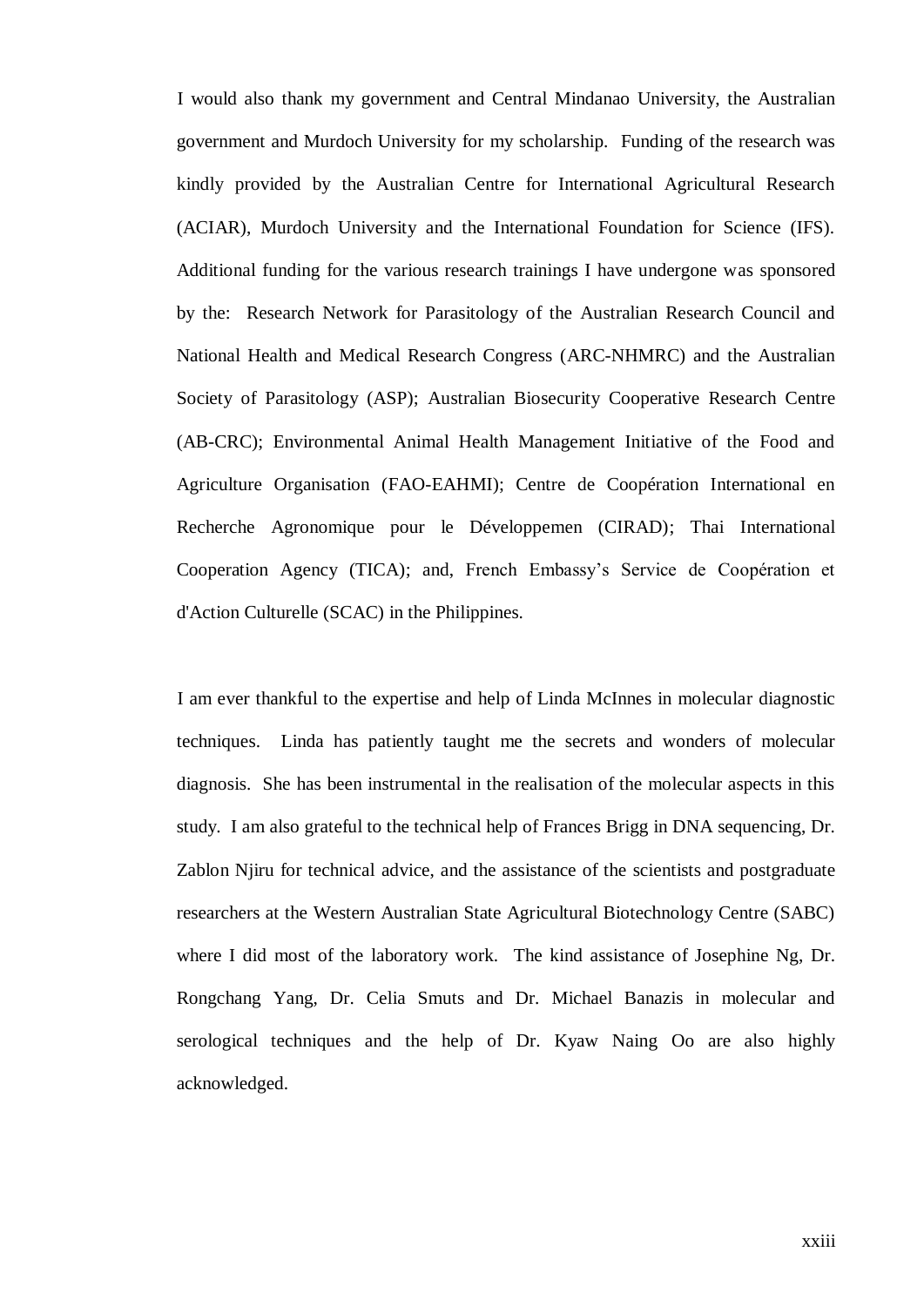I would also thank my government and Central Mindanao University, the Australian government and Murdoch University for my scholarship. Funding of the research was kindly provided by the Australian Centre for International Agricultural Research (ACIAR), Murdoch University and the International Foundation for Science (IFS). Additional funding for the various research trainings I have undergone was sponsored by the: Research Network for Parasitology of the Australian Research Council and National Health and Medical Research Congress (ARC-NHMRC) and the Australian Society of Parasitology (ASP); Australian Biosecurity Cooperative Research Centre (AB-CRC); Environmental Animal Health Management Initiative of the Food and Agriculture Organisation (FAO-EAHMI); Centre de Coopération International en Recherche Agronomique pour le Développemen (CIRAD); Thai International Cooperation Agency (TICA); and, French Embassy's Service de Coopération et d'Action Culturelle (SCAC) in the Philippines.

I am ever thankful to the expertise and help of Linda McInnes in molecular diagnostic techniques. Linda has patiently taught me the secrets and wonders of molecular diagnosis. She has been instrumental in the realisation of the molecular aspects in this study. I am also grateful to the technical help of Frances Brigg in DNA sequencing, Dr. Zablon Njiru for technical advice, and the assistance of the scientists and postgraduate researchers at the Western Australian State Agricultural Biotechnology Centre (SABC) where I did most of the laboratory work. The kind assistance of Josephine Ng, Dr. Rongchang Yang, Dr. Celia Smuts and Dr. Michael Banazis in molecular and serological techniques and the help of Dr. Kyaw Naing Oo are also highly acknowledged.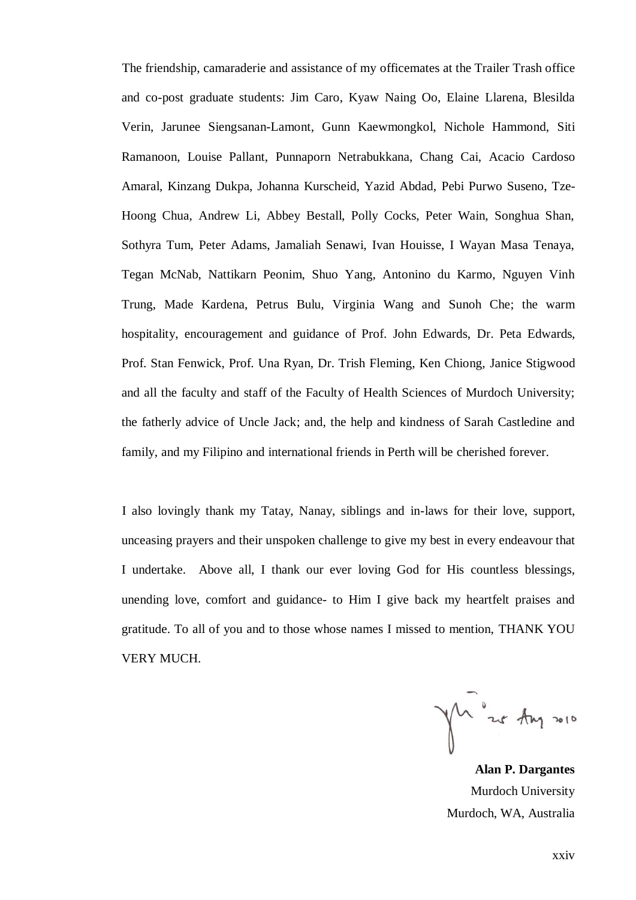The friendship, camaraderie and assistance of my officemates at the Trailer Trash office and co-post graduate students: Jim Caro, Kyaw Naing Oo, Elaine Llarena, Blesilda Verin, Jarunee Siengsanan-Lamont, Gunn Kaewmongkol, Nichole Hammond, Siti Ramanoon, Louise Pallant, Punnaporn Netrabukkana, Chang Cai, Acacio Cardoso Amaral, Kinzang Dukpa, Johanna Kurscheid, Yazid Abdad, Pebi Purwo Suseno, Tze-Hoong Chua, Andrew Li, Abbey Bestall, Polly Cocks, Peter Wain, Songhua Shan, Sothyra Tum, Peter Adams, Jamaliah Senawi, Ivan Houisse, I Wayan Masa Tenaya, Tegan McNab, Nattikarn Peonim, Shuo Yang, Antonino du Karmo, Nguyen Vinh Trung, Made Kardena, Petrus Bulu, Virginia Wang and Sunoh Che; the warm hospitality, encouragement and guidance of Prof. John Edwards, Dr. Peta Edwards, Prof. Stan Fenwick, Prof. Una Ryan, Dr. Trish Fleming, Ken Chiong, Janice Stigwood and all the faculty and staff of the Faculty of Health Sciences of Murdoch University; the fatherly advice of Uncle Jack; and, the help and kindness of Sarah Castledine and family, and my Filipino and international friends in Perth will be cherished forever.

I also lovingly thank my Tatay, Nanay, siblings and in-laws for their love, support, unceasing prayers and their unspoken challenge to give my best in every endeavour that I undertake. Above all, I thank our ever loving God for His countless blessings, unending love, comfort and guidance- to Him I give back my heartfelt praises and gratitude. To all of you and to those whose names I missed to mention, THANK YOU VERY MUCH.

25 Aug 2010

**Alan P. Dargantes**
Murdoch University
Murdoch, WA, Australia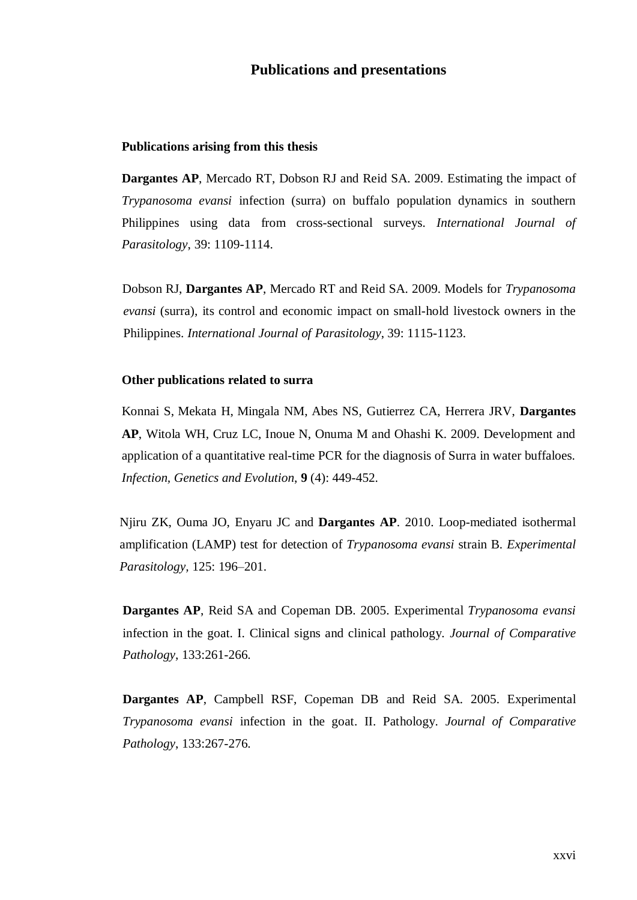# Publications and presentations

## Publications arising from this thesis

**Dargantes AP**, Mercado RT, Dobson RJ and Reid SA. 2009. Estimating the impact of *Trypanosoma evansi* infection (surra) on buffalo population dynamics in southern Philippines using data from cross-sectional surveys. *International Journal of Parasitology*, 39: 1109-1114.

Dobson RJ, **Dargantes AP**, Mercado RT and Reid SA. 2009. Models for *Trypanosoma evansi* (surra), its control and economic impact on small-hold livestock owners in the Philippines. *International Journal of Parasitology*, 39: 1115-1123.

## Other publications related to surra

Konnai S, Mekata H, Mingala NM, Abes NS, Gutierrez CA, Herrera JRV, **Dargantes AP**, Witola WH, Cruz LC, Inoue N, Onuma M and Ohashi K. 2009. Development and application of a quantitative real-time PCR for the diagnosis of Surra in water buffaloes. *Infection, Genetics and Evolution*, **9** (4): 449-452.

Njiru ZK, Ouma JO, Enyaru JC and **Dargantes AP**. 2010. Loop-mediated isothermal amplification (LAMP) test for detection of *Trypanosoma evansi* strain B. *Experimental Parasitology*, 125: 196–201.

**Dargantes AP**, Reid SA and Copeman DB. 2005. Experimental *Trypanosoma evansi* infection in the goat. I. Clinical signs and clinical pathology. *Journal of Comparative Pathology*, 133:261-266.

**Dargantes AP**, Campbell RSF, Copeman DB and Reid SA. 2005. Experimental *Trypanosoma evansi* infection in the goat. II. Pathology. *Journal of Comparative Pathology*, 133:267-276.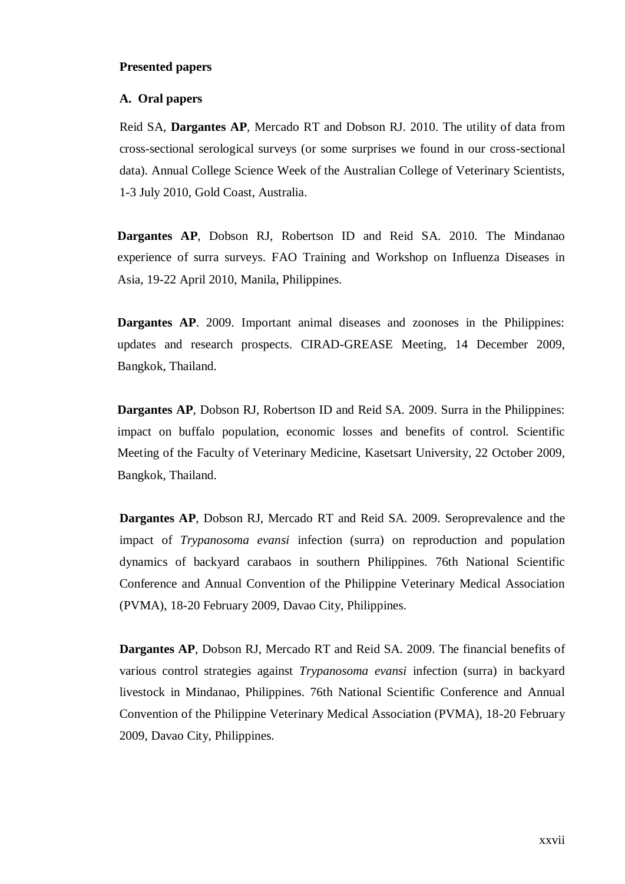**Presented papers**

**A. Oral papers**

Reid SA, **Dargantes AP**, Mercado RT and Dobson RJ. 2010. The utility of data from cross-sectional serological surveys (or some surprises we found in our cross-sectional data). Annual College Science Week of the Australian College of Veterinary Scientists, 1-3 July 2010, Gold Coast, Australia.

**Dargantes AP**, Dobson RJ, Robertson ID and Reid SA. 2010. The Mindanao experience of surra surveys. FAO Training and Workshop on Influenza Diseases in Asia, 19-22 April 2010, Manila, Philippines.

**Dargantes AP**. 2009. Important animal diseases and zoonoses in the Philippines: updates and research prospects. CIRAD-GREASE Meeting, 14 December 2009, Bangkok, Thailand.

**Dargantes AP**, Dobson RJ, Robertson ID and Reid SA. 2009. Surra in the Philippines: impact on buffalo population, economic losses and benefits of control. Scientific Meeting of the Faculty of Veterinary Medicine, Kasetsart University, 22 October 2009, Bangkok, Thailand.

**Dargantes AP**, Dobson RJ, Mercado RT and Reid SA. 2009. Seroprevalence and the impact of *Trypanosoma evansi* infection (surra) on reproduction and population dynamics of backyard carabaos in southern Philippines. 76th National Scientific Conference and Annual Convention of the Philippine Veterinary Medical Association (PVMA), 18-20 February 2009, Davao City, Philippines.

**Dargantes AP**, Dobson RJ, Mercado RT and Reid SA. 2009. The financial benefits of various control strategies against *Trypanosoma evansi* infection (surra) in backyard livestock in Mindanao, Philippines. 76th National Scientific Conference and Annual Convention of the Philippine Veterinary Medical Association (PVMA), 18-20 February 2009, Davao City, Philippines.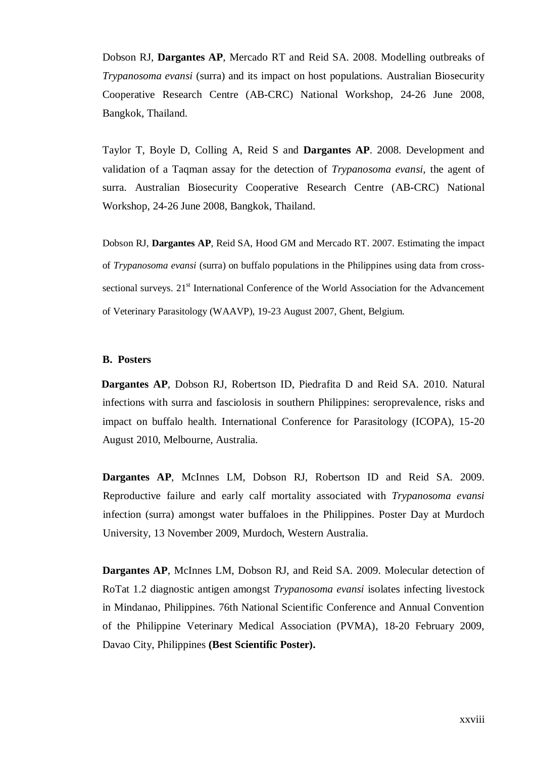Dobson RJ, **Dargantes AP**, Mercado RT and Reid SA. 2008. Modelling outbreaks of *Trypanosoma evansi* (surra) and its impact on host populations. Australian Biosecurity Cooperative Research Centre (AB-CRC) National Workshop, 24-26 June 2008, Bangkok, Thailand.

Taylor T, Boyle D, Colling A, Reid S and **Dargantes AP**. 2008. Development and validation of a Taqman assay for the detection of *Trypanosoma evansi,* the agent of surra. Australian Biosecurity Cooperative Research Centre (AB-CRC) National Workshop, 24-26 June 2008, Bangkok, Thailand.

Dobson RJ, **Dargantes AP**, Reid SA, Hood GM and Mercado RT. 2007. Estimating the impact of *Trypanosoma evansi* (surra) on buffalo populations in the Philippines using data from cross-sectional surveys. 21st International Conference of the World Association for the Advancement of Veterinary Parasitology (WAAVP), 19-23 August 2007, Ghent, Belgium.

**B. Posters**

**Dargantes AP**, Dobson RJ, Robertson ID, Piedrafita D and Reid SA. 2010. Natural infections with surra and fasciolosis in southern Philippines: seroprevalence, risks and impact on buffalo health. International Conference for Parasitology (ICOPA), 15-20 August 2010, Melbourne, Australia.

**Dargantes AP**, McInnes LM, Dobson RJ, Robertson ID and Reid SA. 2009. Reproductive failure and early calf mortality associated with *Trypanosoma evansi* infection (surra) amongst water buffaloes in the Philippines. Poster Day at Murdoch University, 13 November 2009, Murdoch, Western Australia.

**Dargantes AP**, McInnes LM, Dobson RJ, and Reid SA. 2009. Molecular detection of RoTat 1.2 diagnostic antigen amongst *Trypanosoma evansi* isolates infecting livestock in Mindanao, Philippines. 76th National Scientific Conference and Annual Convention of the Philippine Veterinary Medical Association (PVMA), 18-20 February 2009, Davao City, Philippines **(Best Scientific Poster).**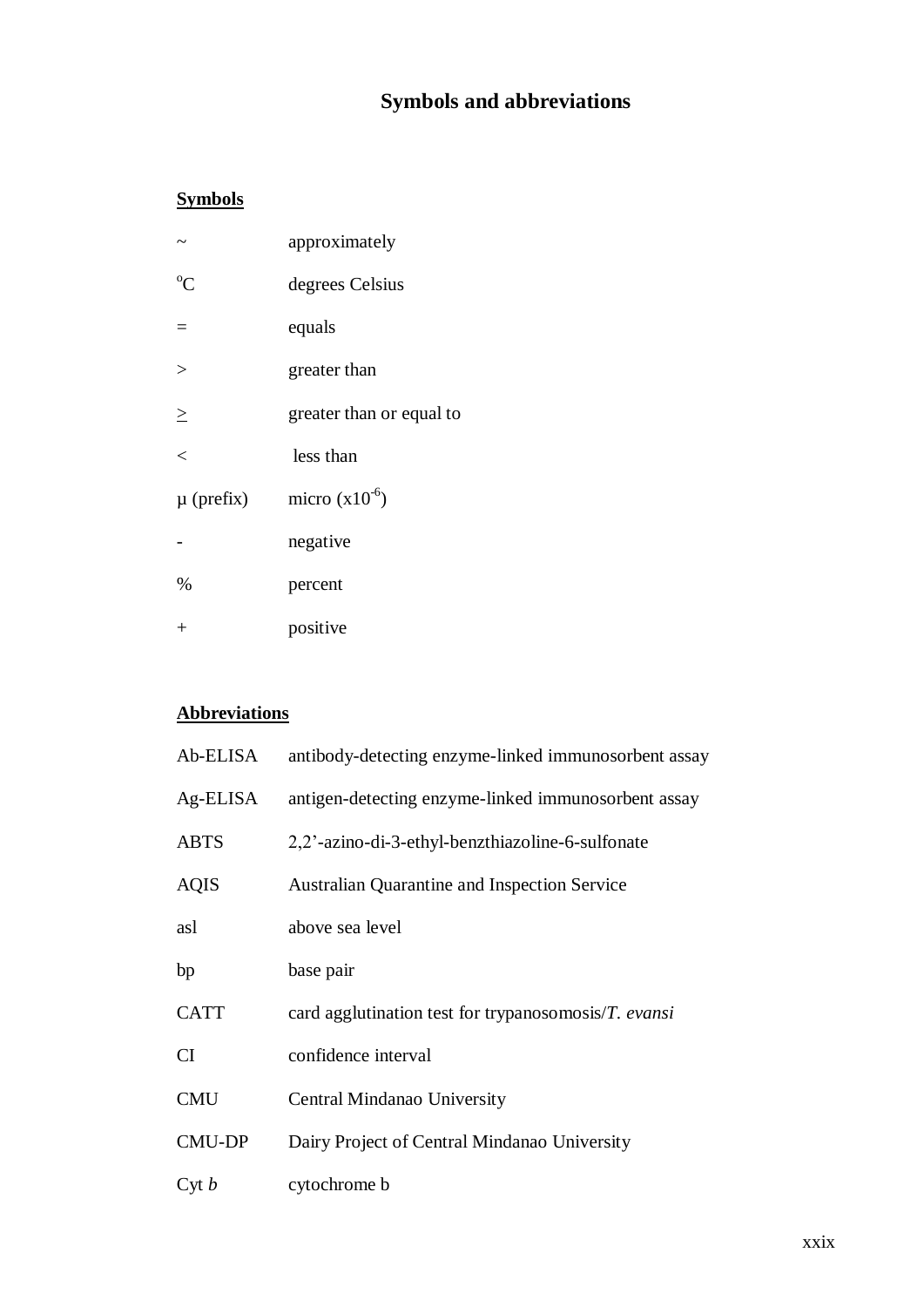# Symbols and abbreviations

## Symbols

| | |
|---|---|
| ~ | approximately |
| $^{o}C$ | degrees Celsius |
| = | equals |
| > | greater than |
| $\geq$ | greater than or equal to |
| < | less than |
| µ (prefix) | micro ($x10^{-6}$) |
| - | negative |
| % | percent |
| + | positive |

## Abbreviations

| | |
|---|---|
| Ab-ELISA | antibody-detecting enzyme-linked immunosorbent assay |
| Ag-ELISA | antigen-detecting enzyme-linked immunosorbent assay |
| ABTS | 2,2'-azino-di-3-ethyl-benzthiazoline-6-sulfonate |
| AQIS | Australian Quarantine and Inspection Service |
| asl | above sea level |
| bp | base pair |
| CATT | card agglutination test for trypanosomosis/*T. evansi* |
| CI | confidence interval |
| CMU | Central Mindanao University |
| CMU-DP | Dairy Project of Central Mindanao University |
| Cyt *b* | cytochrome b |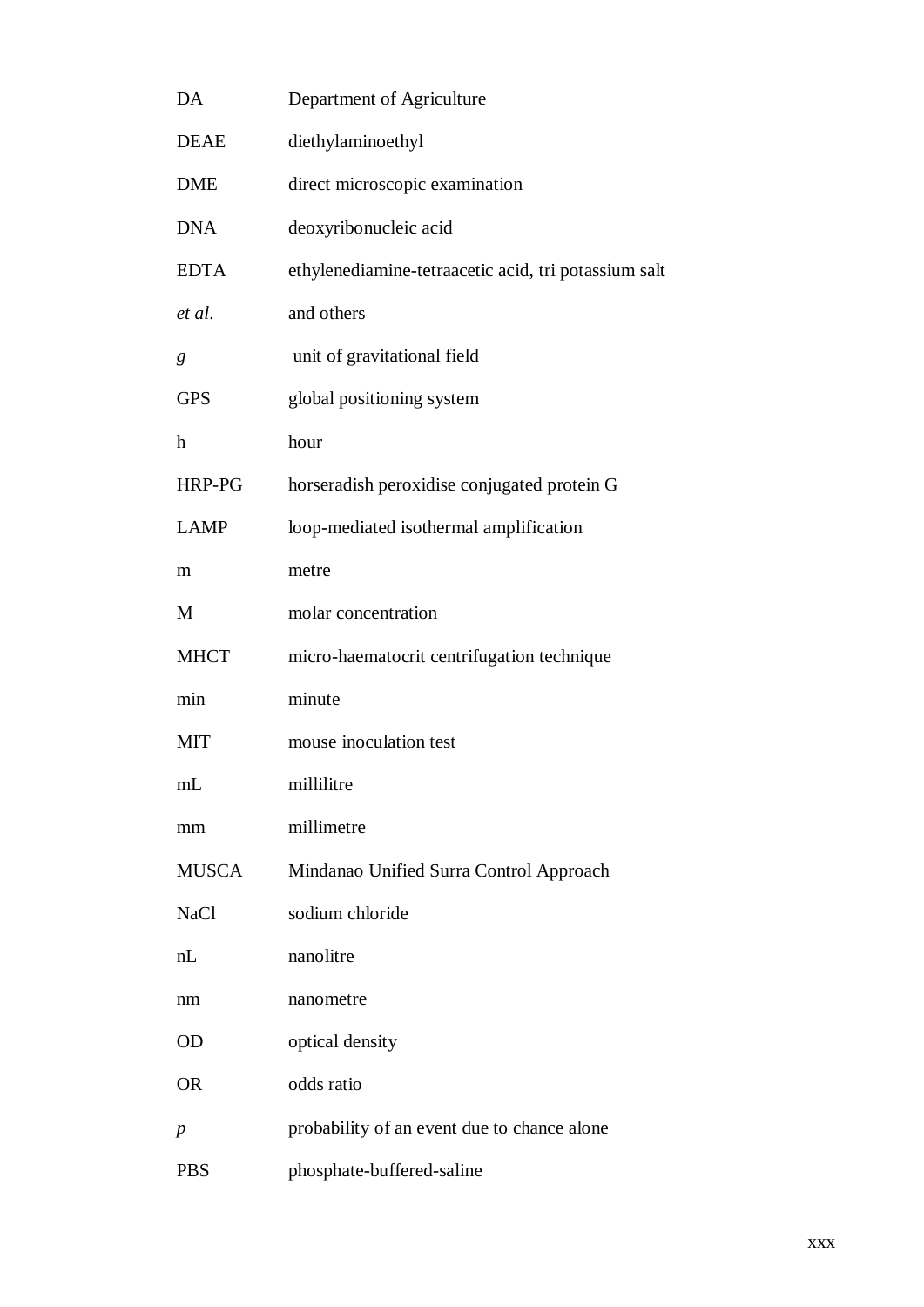| | |
|---|---|
| DA | Department of Agriculture |
| DEAE | diethylaminoethyl |
| DME | direct microscopic examination |
| DNA | deoxyribonucleic acid |
| EDTA | ethylenediamine-tetraacetic acid, tri potassium salt |
| *et al*. | and others |
| *g* | unit of gravitational field |
| GPS | global positioning system |
| h | hour |
| HRP-PG | horseradish peroxidise conjugated protein G |
| LAMP | loop-mediated isothermal amplification |
| m | metre |
| M | molar concentration |
| MHCT | micro-haematocrit centrifugation technique |
| min | minute |
| MIT | mouse inoculation test |
| mL | millilitre |
| mm | millimetre |
| MUSCA | Mindanao Unified Surra Control Approach |
| NaCl | sodium chloride |
| nL | nanolitre |
| nm | nanometre |
| OD | optical density |
| OR | odds ratio |
| *p* | probability of an event due to chance alone |
| PBS | phosphate-buffered-saline |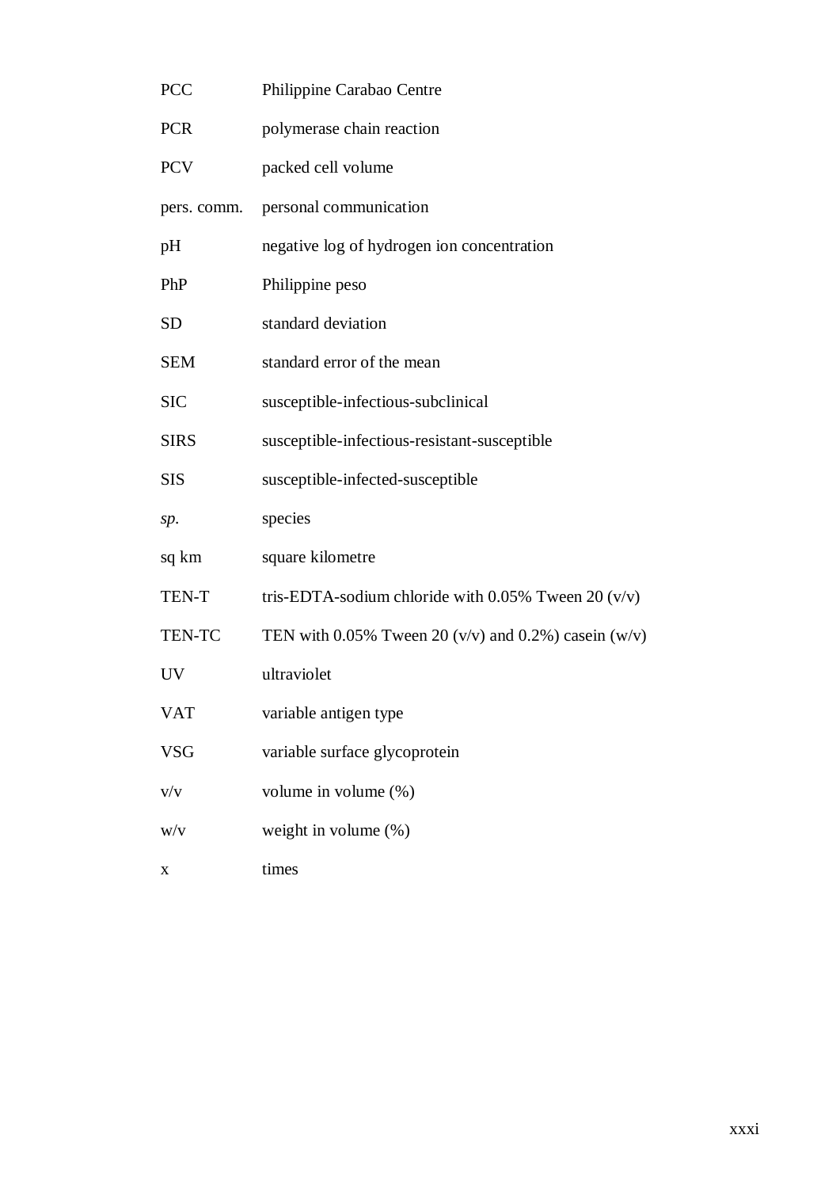| | |
|---|---|
| PCC | Philippine Carabao Centre |
| PCR | polymerase chain reaction |
| PCV | packed cell volume |
| pers. comm. | personal communication |
| pH | negative log of hydrogen ion concentration |
| PhP | Philippine peso |
| SD | standard deviation |
| SEM | standard error of the mean |
| SIC | susceptible-infectious-subclinical |
| SIRS | susceptible-infectious-resistant-susceptible |
| SIS | susceptible-infected-susceptible |
| *sp.* | species |
| sq km | square kilometre |
| TEN-T | tris-EDTA-sodium chloride with 0.05% Tween 20 (v/v) |
| TEN-TC | TEN with 0.05% Tween 20 (v/v) and 0.2%) casein (w/v) |
| UV | ultraviolet |
| VAT | variable antigen type |
| VSG | variable surface glycoprotein |
| v/v | volume in volume (%) |
| w/v | weight in volume (%) |
| x | times |